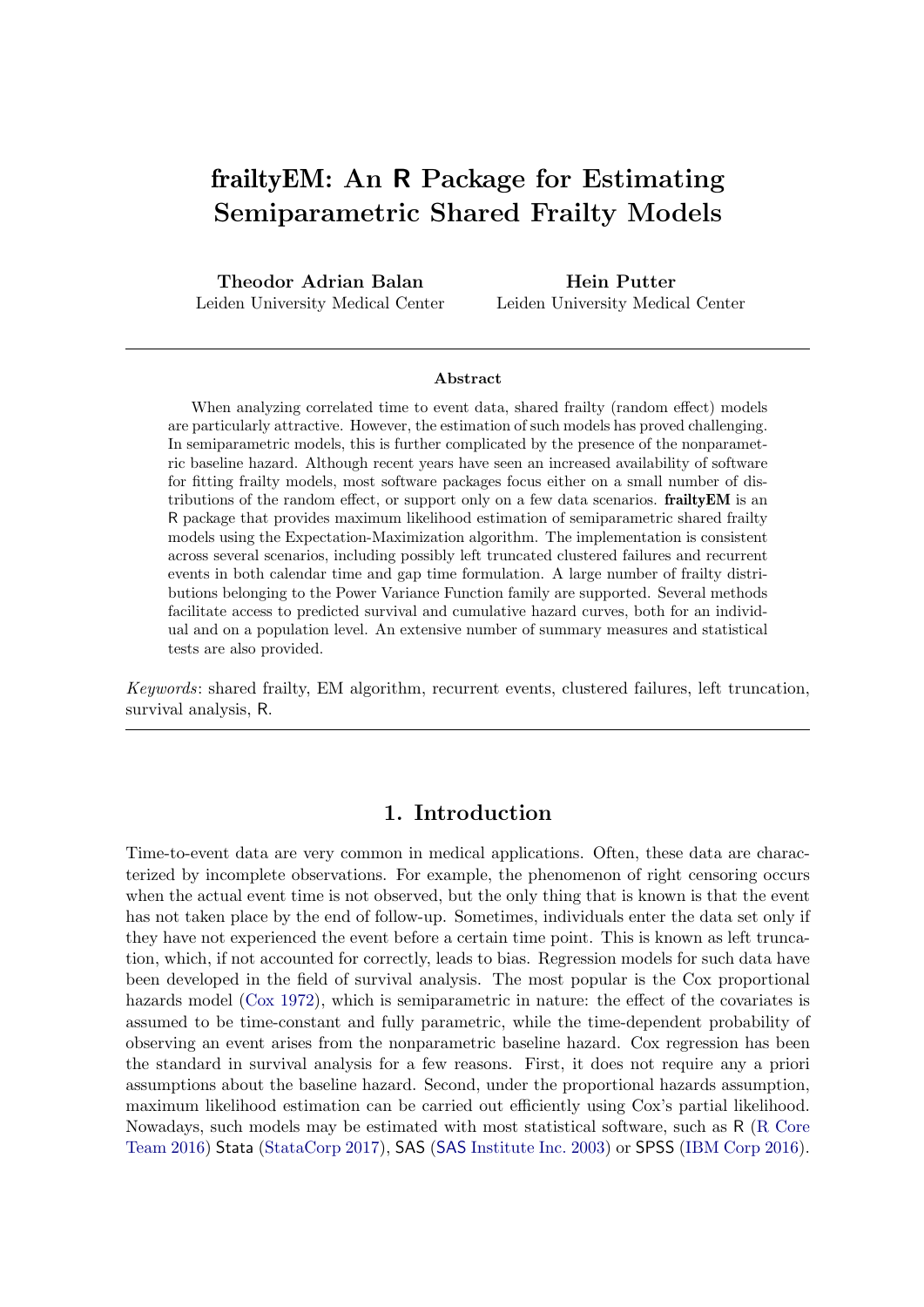# frailtyEM: An R Package for Estimating Semiparametric Shared Frailty Models

**Theodor Adrian Balan**
Leiden University Medical Center

**Hein Putter**
Leiden University Medical Center

## Abstract

When analyzing correlated time to event data, shared frailty (random effect) models are particularly attractive. However, the estimation of such models has proved challenging. In semiparametric models, this is further complicated by the presence of the nonparametric baseline hazard. Although recent years have seen an increased availability of software for fitting frailty models, most software packages focus either on a small number of distributions of the random effect, or support only on a few data scenarios. **frailtyEM** is an R package that provides maximum likelihood estimation of semiparametric shared frailty models using the Expectation-Maximization algorithm. The implementation is consistent across several scenarios, including possibly left truncated clustered failures and recurrent events in both calendar time and gap time formulation. A large number of frailty distributions belonging to the Power Variance Function family are supported. Several methods facilitate access to predicted survival and cumulative hazard curves, both for an individual and on a population level. An extensive number of summary measures and statistical tests are also provided.

*Keywords*: shared frailty, EM algorithm, recurrent events, clustered failures, left truncation, survival analysis, R.

## 1. Introduction

Time-to-event data are very common in medical applications. Often, these data are characterized by incomplete observations. For example, the phenomenon of right censoring occurs when the actual event time is not observed, but the only thing that is known is that the event has not taken place by the end of follow-up. Sometimes, individuals enter the data set only if they have not experienced the event before a certain time point. This is known as left truncation, which, if not accounted for correctly, leads to bias. Regression models for such data have been developed in the field of survival analysis. The most popular is the Cox proportional hazards model (Cox 1972), which is semiparametric in nature: the effect of the covariates is assumed to be time-constant and fully parametric, while the time-dependent probability of observing an event arises from the nonparametric baseline hazard. Cox regression has been the standard in survival analysis for a few reasons. First, it does not require any a priori assumptions about the baseline hazard. Second, under the proportional hazards assumption, maximum likelihood estimation can be carried out efficiently using Cox's partial likelihood. Nowadays, such models may be estimated with most statistical software, such as R (R Core Team 2016) Stata (StataCorp 2017), SAS (SAS Institute Inc. 2003) or SPSS (IBM Corp 2016).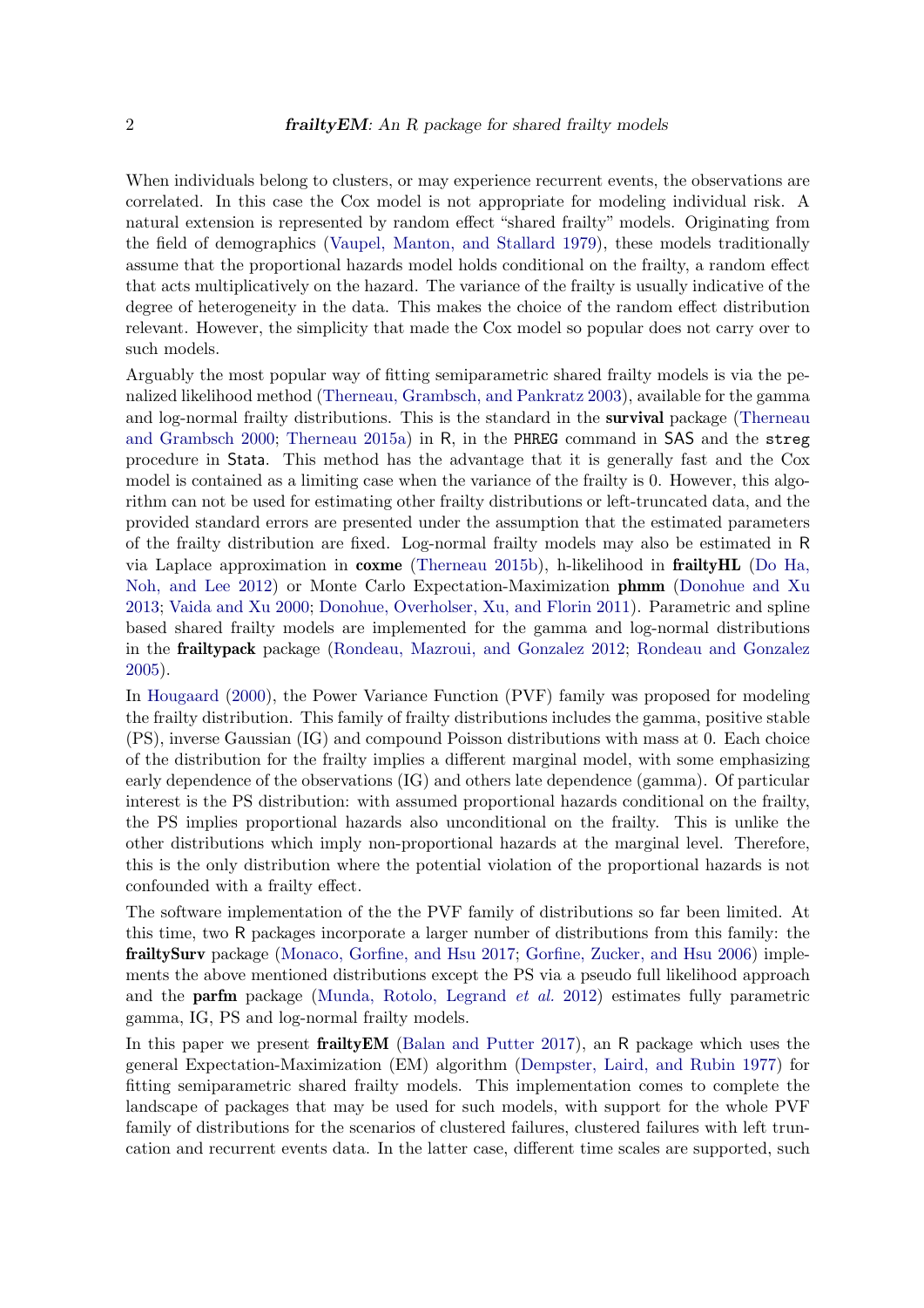When individuals belong to clusters, or may experience recurrent events, the observations are correlated. In this case the Cox model is not appropriate for modeling individual risk. A natural extension is represented by random effect "shared frailty" models. Originating from the field of demographics (Vaupel, Manton, and Stallard 1979), these models traditionally assume that the proportional hazards model holds conditional on the frailty, a random effect that acts multiplicatively on the hazard. The variance of the frailty is usually indicative of the degree of heterogeneity in the data. This makes the choice of the random effect distribution relevant. However, the simplicity that made the Cox model so popular does not carry over to such models.

Arguably the most popular way of fitting semiparametric shared frailty models is via the penalized likelihood method (Therneau, Grambsch, and Pankratz 2003), available for the gamma and log-normal frailty distributions. This is the standard in the **survival** package (Therneau and Grambsch 2000; Therneau 2015a) in R, in the `PHREG` command in SAS and the `streg` procedure in Stata. This method has the advantage that it is generally fast and the Cox model is contained as a limiting case when the variance of the frailty is 0. However, this algorithm can not be used for estimating other frailty distributions or left-truncated data, and the provided standard errors are presented under the assumption that the estimated parameters of the frailty distribution are fixed. Log-normal frailty models may also be estimated in R via Laplace approximation in **coxme** (Therneau 2015b), h-likelihood in **frailtyHL** (Do Ha, Noh, and Lee 2012) or Monte Carlo Expectation-Maximization **phmm** (Donohue and Xu 2013; Vaida and Xu 2000; Donohue, Overholser, Xu, and Florin 2011). Parametric and spline based shared frailty models are implemented for the gamma and log-normal distributions in the **frailtypack** package (Rondeau, Mazroui, and Gonzalez 2012; Rondeau and Gonzalez 2005).

In Hougaard (2000), the Power Variance Function (PVF) family was proposed for modeling the frailty distribution. This family of frailty distributions includes the gamma, positive stable (PS), inverse Gaussian (IG) and compound Poisson distributions with mass at 0. Each choice of the distribution for the frailty implies a different marginal model, with some emphasizing early dependence of the observations (IG) and others late dependence (gamma). Of particular interest is the PS distribution: with assumed proportional hazards conditional on the frailty, the PS implies proportional hazards also unconditional on the frailty. This is unlike the other distributions which imply non-proportional hazards at the marginal level. Therefore, this is the only distribution where the potential violation of the proportional hazards is not confounded with a frailty effect.

The software implementation of the the PVF family of distributions so far been limited. At this time, two R packages incorporate a larger number of distributions from this family: the **frailtySurv** package (Monaco, Gorfine, and Hsu 2017; Gorfine, Zucker, and Hsu 2006) implements the above mentioned distributions except the PS via a pseudo full likelihood approach and the **parfm** package (Munda, Rotolo, Legrand *et al.* 2012) estimates fully parametric gamma, IG, PS and log-normal frailty models.

In this paper we present **frailtyEM** (Balan and Putter 2017), an R package which uses the general Expectation-Maximization (EM) algorithm (Dempster, Laird, and Rubin 1977) for fitting semiparametric shared frailty models. This implementation comes to complete the landscape of packages that may be used for such models, with support for the whole PVF family of distributions for the scenarios of clustered failures, clustered failures with left truncation and recurrent events data. In the latter case, different time scales are supported, such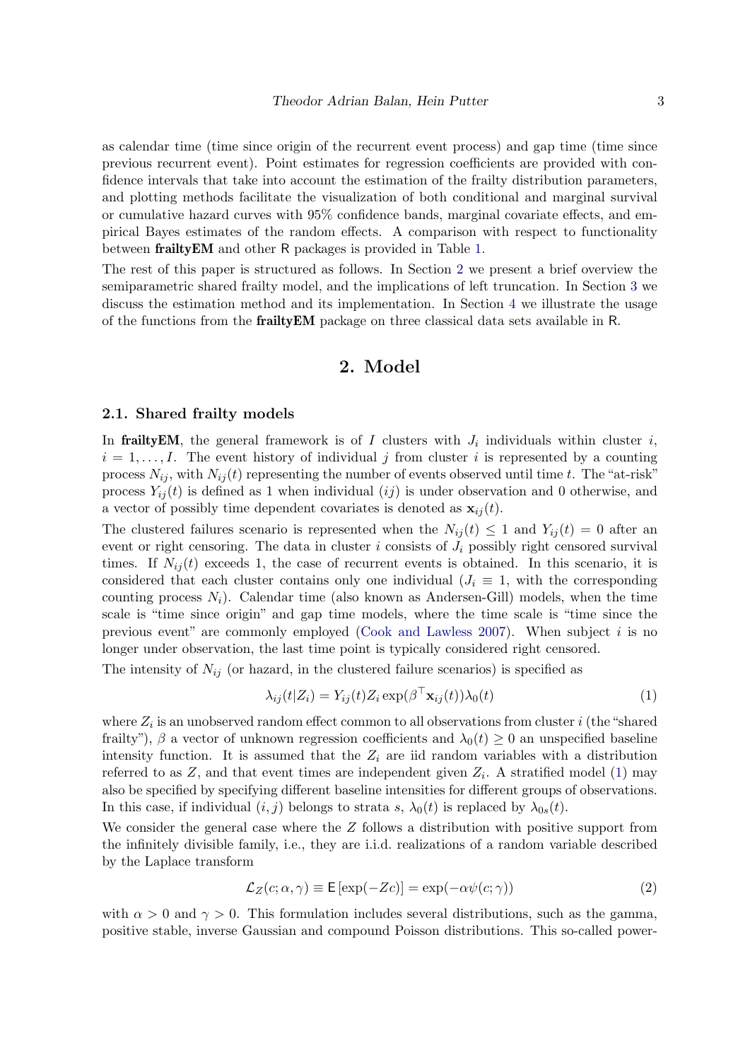as calendar time (time since origin of the recurrent event process) and gap time (time since previous recurrent event). Point estimates for regression coefficients are provided with confidence intervals that take into account the estimation of the frailty distribution parameters, and plotting methods facilitate the visualization of both conditional and marginal survival or cumulative hazard curves with 95% confidence bands, marginal covariate effects, and empirical Bayes estimates of the random effects. A comparison with respect to functionality between **frailtyEM** and other R packages is provided in Table 1.

The rest of this paper is structured as follows. In Section 2 we present a brief overview the semiparametric shared frailty model, and the implications of left truncation. In Section 3 we discuss the estimation method and its implementation. In Section 4 we illustrate the usage of the functions from the **frailtyEM** package on three classical data sets available in R.

## 2. Model

### 2.1. Shared frailty models

In **frailtyEM**, the general framework is of $I$ clusters with $J_i$ individuals within cluster $i$, $i = 1, \dots, I$. The event history of individual $j$ from cluster $i$ is represented by a counting process $N_{ij}$, with $N_{ij}(t)$ representing the number of events observed until time $t$. The "at-risk" process $Y_{ij}(t)$ is defined as 1 when individual $(ij)$ is under observation and 0 otherwise, and a vector of possibly time dependent covariates is denoted as $\mathbf{x}_{ij}(t)$.

The clustered failures scenario is represented when the $N_{ij}(t) \leq 1$ and $Y_{ij}(t) = 0$ after an event or right censoring. The data in cluster $i$ consists of $J_i$ possibly right censored survival times. If $N_{ij}(t)$ exceeds 1, the case of recurrent events is obtained. In this scenario, it is considered that each cluster contains only one individual ($J_i \equiv 1$, with the corresponding counting process $N_i$). Calendar time (also known as Andersen-Gill) models, when the time scale is "time since origin" and gap time models, where the time scale is "time since the previous event" are commonly employed (Cook and Lawless 2007). When subject $i$ is no longer under observation, the last time point is typically considered right censored.

The intensity of $N_{ij}$ (or hazard, in the clustered failure scenarios) is specified as

$$\lambda_{ij}(t|Z_i) = Y_{ij}(t) Z_i \exp(\beta^\top \mathbf{x}_{ij}(t)) \lambda_0(t) \tag{1}$$

where $Z_i$ is an unobserved random effect common to all observations from cluster $i$ (the "shared frailty"), $\beta$ a vector of unknown regression coefficients and $\lambda_0(t) \geq 0$ an unspecified baseline intensity function. It is assumed that the $Z_i$ are iid random variables with a distribution referred to as $Z$, and that event times are independent given $Z_i$. A stratified model (1) may also be specified by specifying different baseline intensities for different groups of observations. In this case, if individual $(i, j)$ belongs to strata $s$, $\lambda_0(t)$ is replaced by $\lambda_{0s}(t)$.

We consider the general case where the $Z$ follows a distribution with positive support from the infinitely divisible family, i.e., they are i.i.d. realizations of a random variable described by the Laplace transform

$$\mathcal{L}_Z(c; \alpha, \gamma) \equiv \mathsf{E}\left[\exp(-Zc)\right] = \exp(-\alpha \psi(c; \gamma)) \tag{2}$$

with $\alpha > 0$ and $\gamma > 0$. This formulation includes several distributions, such as the gamma, positive stable, inverse Gaussian and compound Poisson distributions. This so-called power-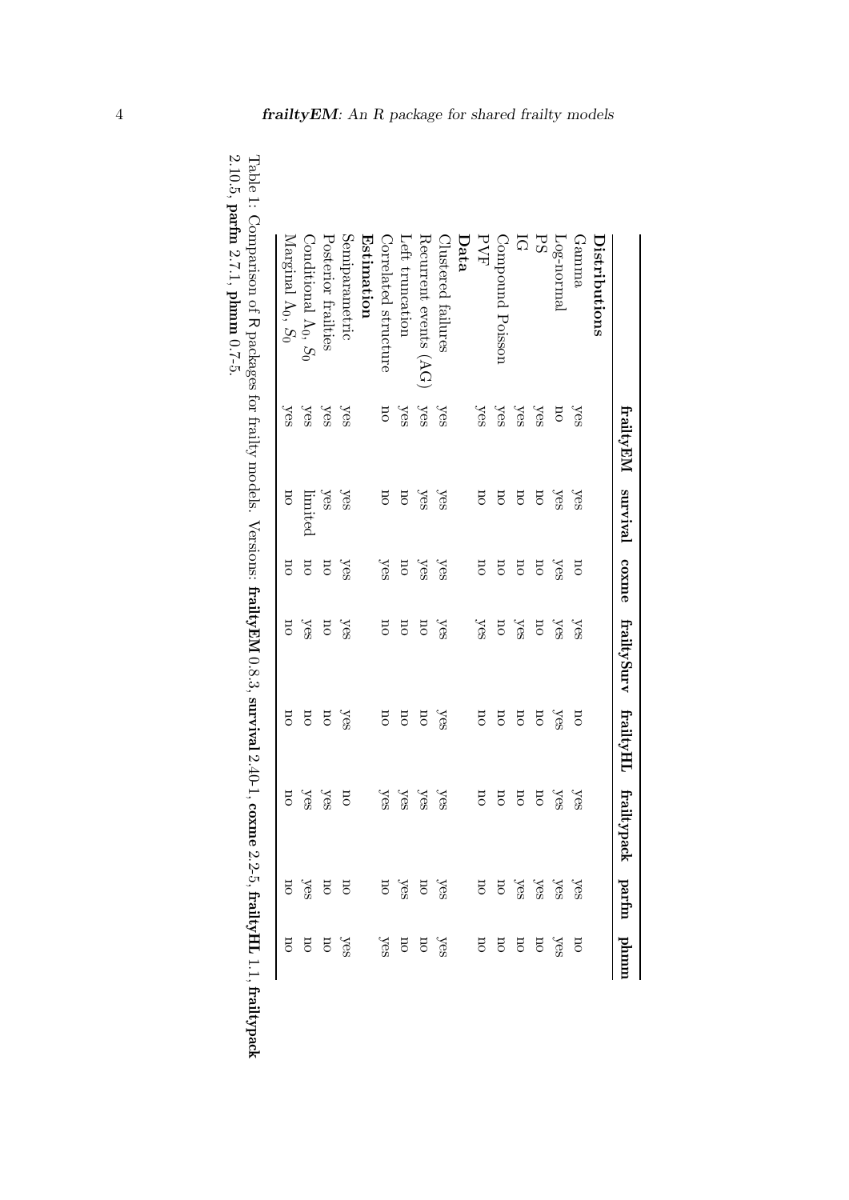|  | **frailtyEM** | **survival** | **coxme** | **frailtySurv** | **frailtyHL** | **frailtypack** | **parfm** | **phmm** |
|---|---|---|---|---|---|---|---|---|
| **Distributions** |  |  |  |  |  |  |  |  |
| Gamma | yes | yes | no | yes | no | yes | yes | no |
| Log-normal | no | yes | yes | yes | yes | yes | yes | yes |
| PS | yes | no | no | no | no | no | yes | no |
| IG | yes | no | no | yes | no | no | yes | no |
| Compound Poisson | yes | no | no | no | no | no | no | no |
| PVF | yes | no | no | yes | no | no | no | no |
| **Data** |  |  |  |  |  |  |  |  |
| Clustered failures | yes | yes | yes | yes | yes | yes | yes | yes |
| Recurrent events (AG) | yes | yes | yes | no | no | yes | no | no |
| Left truncation | yes | no | no | no | no | yes | yes | no |
| Correlated structure | no | no | yes | no | no | yes | no | yes |
| **Estimation** |  |  |  |  |  |  |  |  |
| Semiparametric | yes | yes | yes | yes | yes | no | no | yes |
| Posterior frailties | yes | yes | no | no | no | yes | no | no |
| Conditional $\Lambda_0$, $S_0$ | yes | limited | no | yes | no | yes | yes | no |
| Marginal $\Lambda_0$, $S_0$ | yes | no | no | no | no | no | no | no |

Table 1: Comparison of R packages for frailty models. Versions: **frailtyEM** 0.8.3, **survival** 2.40-1, **coxme** 2.2-5, **frailtyHL** 1.1, **frailtypack** 2.10.5, **parfm** 2.7.1, **phmm** 0.7-5.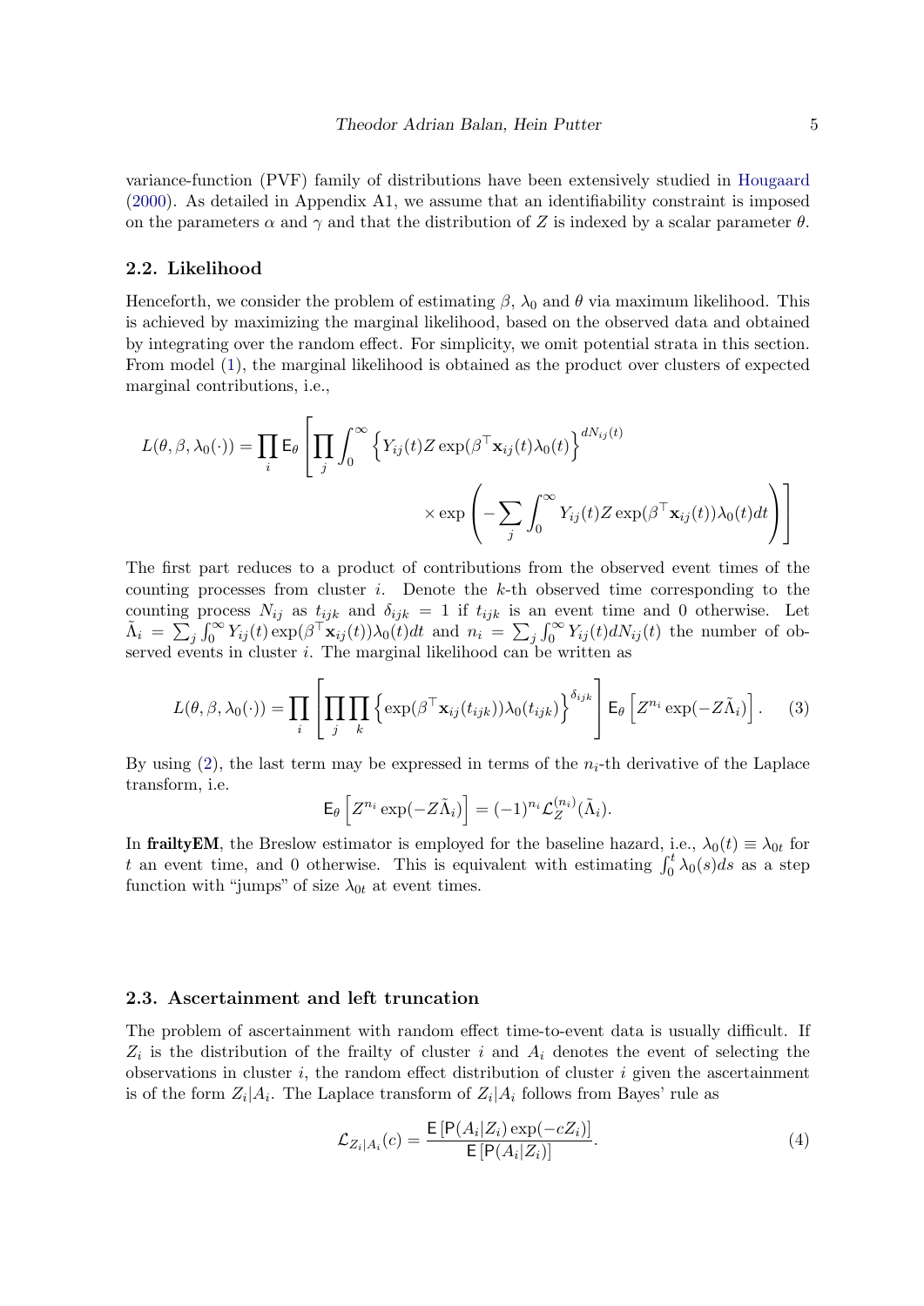variance-function (PVF) family of distributions have been extensively studied in Hougaard (2000). As detailed in Appendix A1, we assume that an identifiability constraint is imposed on the parameters $\alpha$ and $\gamma$ and that the distribution of $Z$ is indexed by a scalar parameter $\theta$.

### 2.2. Likelihood

Henceforth, we consider the problem of estimating $\beta$, $\lambda_0$ and $\theta$ via maximum likelihood. This is achieved by maximizing the marginal likelihood, based on the observed data and obtained by integrating over the random effect. For simplicity, we omit potential strata in this section. From model (1), the marginal likelihood is obtained as the product over clusters of expected marginal contributions, i.e.,

$$L(\theta, \beta, \lambda_0(\cdot)) = \prod_i \mathsf{E}_\theta \left[ \prod_j \int_0^\infty \left\{ Y_{ij}(t) Z \exp(\beta^\top \mathbf{x}_{ij}(t) \lambda_0(t) \right\}^{dN_{ij}(t)} \times \exp\left( - \sum_j \int_0^\infty Y_{ij}(t) Z \exp(\beta^\top \mathbf{x}_{ij}(t)) \lambda_0(t) dt \right) \right]$$

The first part reduces to a product of contributions from the observed event times of the counting processes from cluster $i$. Denote the $k$-th observed time corresponding to the counting process $N_{ij}$ as $t_{ijk}$ and $\delta_{ijk} = 1$ if $t_{ijk}$ is an event time and 0 otherwise. Let $\tilde{\Lambda}_i = \sum_j \int_0^\infty Y_{ij}(t) \exp(\beta^\top \mathbf{x}_{ij}(t)) \lambda_0(t) dt$ and $n_i = \sum_j \int_0^\infty Y_{ij}(t) dN_{ij}(t)$ the number of observed events in cluster $i$. The marginal likelihood can be written as

$$L(\theta, \beta, \lambda_0(\cdot)) = \prod_i \left[ \prod_j \prod_k \left\{ \exp(\beta^\top \mathbf{x}_{ij}(t_{ijk})) \lambda_0(t_{ijk}) \right\}^{\delta_{ijk}} \right] \mathsf{E}_\theta \left[ Z^{n_i} \exp(-Z \tilde{\Lambda}_i) \right]. \quad (3)$$

By using (2), the last term may be expressed in terms of the $n_i$-th derivative of the Laplace transform, i.e.

$$\mathsf{E}_\theta \left[ Z^{n_i} \exp(-Z \tilde{\Lambda}_i) \right] = (-1)^{n_i} \mathcal{L}_Z^{(n_i)}(\tilde{\Lambda}_i).$$

In **frailtyEM**, the Breslow estimator is employed for the baseline hazard, i.e., $\lambda_0(t) \equiv \lambda_{0t}$ for $t$ an event time, and 0 otherwise. This is equivalent with estimating $\int_0^t \lambda_0(s) ds$ as a step function with "jumps" of size $\lambda_{0t}$ at event times.

### 2.3. Ascertainment and left truncation

The problem of ascertainment with random effect time-to-event data is usually difficult. If $Z_i$ is the distribution of the frailty of cluster $i$ and $A_i$ denotes the event of selecting the observations in cluster $i$, the random effect distribution of cluster $i$ given the ascertainment is of the form $Z_i | A_i$. The Laplace transform of $Z_i | A_i$ follows from Bayes' rule as

$$\mathcal{L}_{Z_i | A_i}(c) = \frac{\mathsf{E}\left[ \mathsf{P}(A_i | Z_i) \exp(-c Z_i) \right]}{\mathsf{E}\left[ \mathsf{P}(A_i | Z_i) \right]}. \quad (4)$$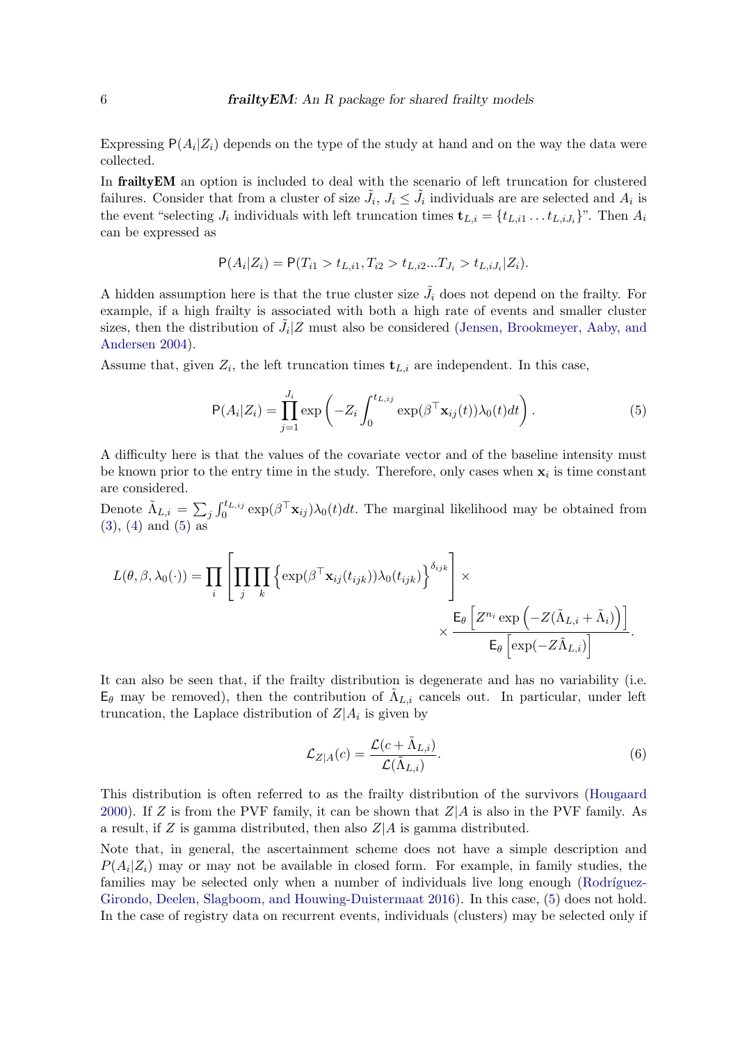Expressing $\mathsf{P}(A_i|Z_i)$ depends on the type of the study at hand and on the way the data were collected.

In **frailtyEM** an option is included to deal with the scenario of left truncation for clustered failures. Consider that from a cluster of size $\tilde{J}_i$, $J_i \leq \tilde{J}_i$ individuals are are selected and $A_i$ is the event "selecting $J_i$ individuals with left truncation times $\mathbf{t}_{L,i} = \{t_{L,i1} \ldots t_{L,iJ_i}\}$". Then $A_i$ can be expressed as

$$\mathsf{P}(A_i|Z_i) = \mathsf{P}(T_{i1} > t_{L,i1}, T_{i2} > t_{L,i2} ... T_{J_i} > t_{L,iJ_i}|Z_i).$$

A hidden assumption here is that the true cluster size $\tilde{J}_i$ does not depend on the frailty. For example, if a high frailty is associated with both a high rate of events and smaller cluster sizes, then the distribution of $\tilde{J}_i|Z$ must also be considered (Jensen, Brookmeyer, Aaby, and Andersen 2004).

Assume that, given $Z_i$, the left truncation times $\mathbf{t}_{L,i}$ are independent. In this case,

$$\mathsf{P}(A_i|Z_i) = \prod_{j=1}^{J_i} \exp\left(-Z_i \int_0^{t_{L,ij}} \exp(\beta^\top \mathbf{x}_{ij}(t))\lambda_0(t)dt\right). \tag{5}$$

A difficulty here is that the values of the covariate vector and of the baseline intensity must be known prior to the entry time in the study. Therefore, only cases when $\mathbf{x}_i$ is time constant are considered.

Denote $\tilde{\Lambda}_{L,i} = \sum_j \int_0^{t_{L,ij}} \exp(\beta^\top \mathbf{x}_{ij})\lambda_0(t)dt$. The marginal likelihood may be obtained from (3), (4) and (5) as

$$L(\theta, \beta, \lambda_0(\cdot)) = \prod_i \left[\prod_j \prod_k \left\{\exp(\beta^\top \mathbf{x}_{ij}(t_{ijk}))\lambda_0(t_{ijk})\right\}^{\delta_{ijk}}\right] \times \\ \times \frac{\mathsf{E}_\theta\left[Z^{n_i} \exp\left(-Z(\tilde{\Lambda}_{L,i} + \tilde{\Lambda}_i)\right)\right]}{\mathsf{E}_\theta\left[\exp(-Z\tilde{\Lambda}_{L,i})\right]}.$$

It can also be seen that, if the frailty distribution is degenerate and has no variability (i.e. $\mathsf{E}_\theta$ may be removed), then the contribution of $\tilde{\Lambda}_{L,i}$ cancels out. In particular, under left truncation, the Laplace distribution of $Z|A_i$ is given by

$$\mathcal{L}_{Z|A}(c) = \frac{\mathcal{L}(c + \tilde{\Lambda}_{L,i})}{\mathcal{L}(\tilde{\Lambda}_{L,i})}. \tag{6}$$

This distribution is often referred to as the frailty distribution of the survivors (Hougaard 2000). If $Z$ is from the PVF family, it can be shown that $Z|A$ is also in the PVF family. As a result, if $Z$ is gamma distributed, then also $Z|A$ is gamma distributed.

Note that, in general, the ascertainment scheme does not have a simple description and $P(A_i|Z_i)$ may or may not be available in closed form. For example, in family studies, the families may be selected only when a number of individuals live long enough (Rodríguez-Girondo, Deelen, Slagboom, and Houwing-Duistermaat 2016). In this case, (5) does not hold. In the case of registry data on recurrent events, individuals (clusters) may be selected only if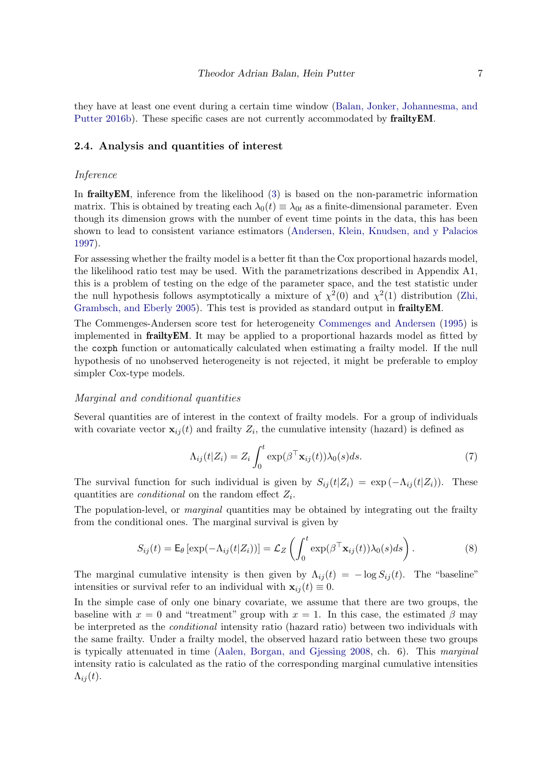they have at least one event during a certain time window (Balan, Jonker, Johannesma, and Putter 2016b). These specific cases are not currently accommodated by **frailtyEM**.

## 2.4. Analysis and quantities of interest

*Inference*

In **frailtyEM**, inference from the likelihood (3) is based on the non-parametric information matrix. This is obtained by treating each $\lambda_0(t) \equiv \lambda_{0t}$ as a finite-dimensional parameter. Even though its dimension grows with the number of event time points in the data, this has been shown to lead to consistent variance estimators (Andersen, Klein, Knudsen, and y Palacios 1997).

For assessing whether the frailty model is a better fit than the Cox proportional hazards model, the likelihood ratio test may be used. With the parametrizations described in Appendix A1, this is a problem of testing on the edge of the parameter space, and the test statistic under the null hypothesis follows asymptotically a mixture of $\chi^2(0)$ and $\chi^2(1)$ distribution (Zhi, Grambsch, and Eberly 2005). This test is provided as standard output in **frailtyEM**.

The Commenges-Andersen score test for heterogeneity Commenges and Andersen (1995) is implemented in **frailtyEM**. It may be applied to a proportional hazards model as fitted by the `coxph` function or automatically calculated when estimating a frailty model. If the null hypothesis of no unobserved heterogeneity is not rejected, it might be preferable to employ simpler Cox-type models.

*Marginal and conditional quantities*

Several quantities are of interest in the context of frailty models. For a group of individuals with covariate vector $\mathbf{x}_{ij}(t)$ and frailty $Z_i$, the cumulative intensity (hazard) is defined as

$$\Lambda_{ij}(t|Z_i) = Z_i \int_0^t \exp(\beta^\top \mathbf{x}_{ij}(t))\lambda_0(s)ds. \tag{7}$$

The survival function for such individual is given by $S_{ij}(t|Z_i) = \exp(-\Lambda_{ij}(t|Z_i))$. These quantities are *conditional* on the random effect $Z_i$.

The population-level, or *marginal* quantities may be obtained by integrating out the frailty from the conditional ones. The marginal survival is given by

$$S_{ij}(t) = \mathsf{E}_\theta\left[\exp(-\Lambda_{ij}(t|Z_i))\right] = \mathcal{L}_Z\left(\int_0^t \exp(\beta^\top \mathbf{x}_{ij}(t))\lambda_0(s)ds\right). \tag{8}$$

The marginal cumulative intensity is then given by $\Lambda_{ij}(t) = -\log S_{ij}(t)$. The "baseline" intensities or survival refer to an individual with $\mathbf{x}_{ij}(t) \equiv 0$.

In the simple case of only one binary covariate, we assume that there are two groups, the baseline with $x = 0$ and "treatment" group with $x = 1$. In this case, the estimated $\beta$ may be interpreted as the *conditional* intensity ratio (hazard ratio) between two individuals with the same frailty. Under a frailty model, the observed hazard ratio between these two groups is typically attenuated in time (Aalen, Borgan, and Gjessing 2008, ch. 6). This *marginal* intensity ratio is calculated as the ratio of the corresponding marginal cumulative intensities $\Lambda_{ij}(t)$.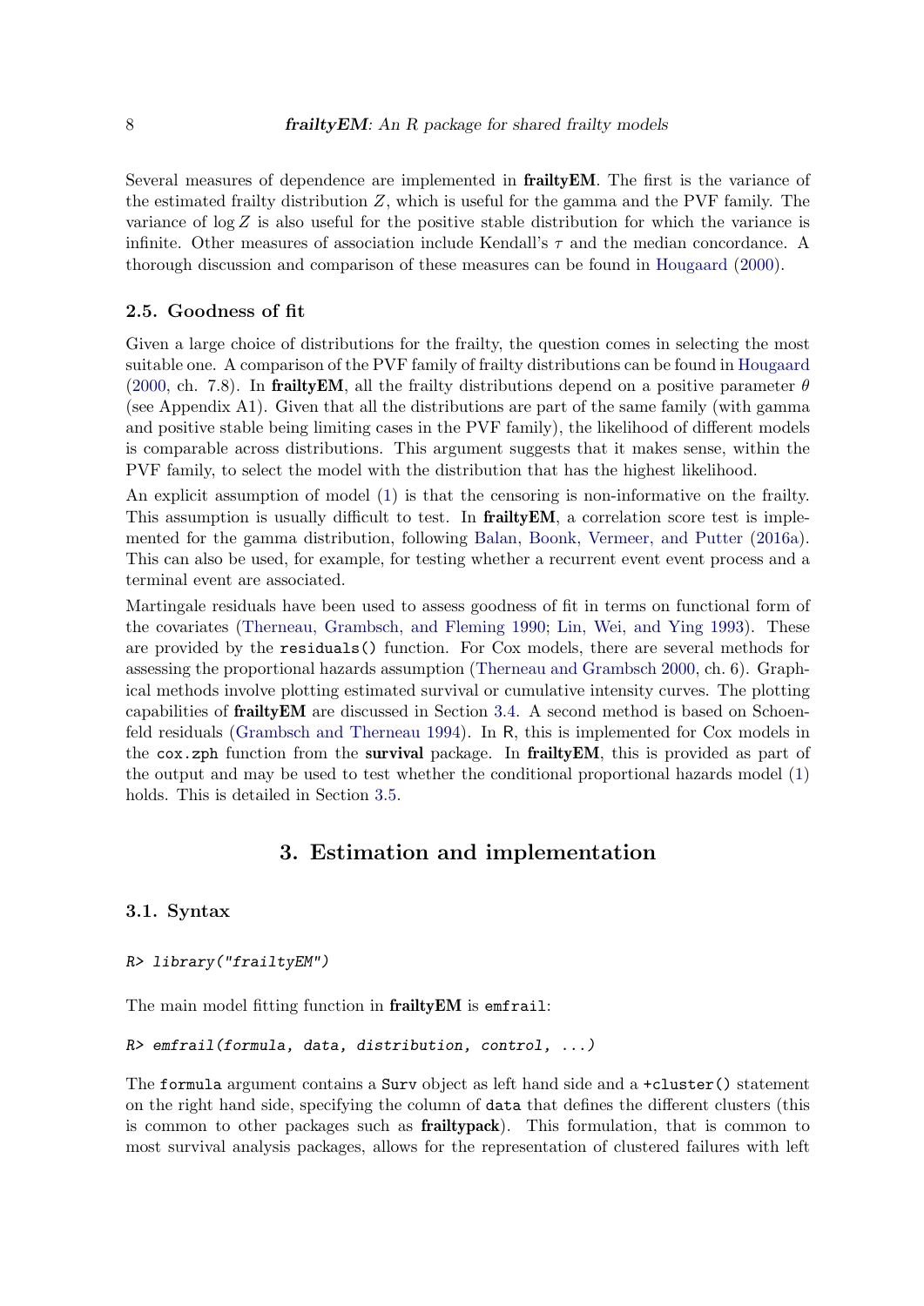Several measures of dependence are implemented in **frailtyEM**. The first is the variance of the estimated frailty distribution $Z$, which is useful for the gamma and the PVF family. The variance of $\log Z$ is also useful for the positive stable distribution for which the variance is infinite. Other measures of association include Kendall's $\tau$ and the median concordance. A thorough discussion and comparison of these measures can be found in Hougaard (2000).

### 2.5. Goodness of fit

Given a large choice of distributions for the frailty, the question comes in selecting the most suitable one. A comparison of the PVF family of frailty distributions can be found in Hougaard (2000, ch. 7.8). In **frailtyEM**, all the frailty distributions depend on a positive parameter $\theta$ (see Appendix A1). Given that all the distributions are part of the same family (with gamma and positive stable being limiting cases in the PVF family), the likelihood of different models is comparable across distributions. This argument suggests that it makes sense, within the PVF family, to select the model with the distribution that has the highest likelihood.

An explicit assumption of model (1) is that the censoring is non-informative on the frailty. This assumption is usually difficult to test. In **frailtyEM**, a correlation score test is implemented for the gamma distribution, following Balan, Boonk, Vermeer, and Putter (2016a). This can also be used, for example, for testing whether a recurrent event event process and a terminal event are associated.

Martingale residuals have been used to assess goodness of fit in terms on functional form of the covariates (Therneau, Grambsch, and Fleming 1990; Lin, Wei, and Ying 1993). These are provided by the `residuals()` function. For Cox models, there are several methods for assessing the proportional hazards assumption (Therneau and Grambsch 2000, ch. 6). Graphical methods involve plotting estimated survival or cumulative intensity curves. The plotting capabilities of **frailtyEM** are discussed in Section 3.4. A second method is based on Schoenfeld residuals (Grambsch and Therneau 1994). In R, this is implemented for Cox models in the `cox.zph` function from the **survival** package. In **frailtyEM**, this is provided as part of the output and may be used to test whether the conditional proportional hazards model (1) holds. This is detailed in Section 3.5.

## 3. Estimation and implementation

### 3.1. Syntax

```
R> library("frailtyEM")
```

The main model fitting function in **frailtyEM** is `emfrail`:

```
R> emfrail(formula, data, distribution, control, ...)
```

The `formula` argument contains a `Surv` object as left hand side and a `+cluster()` statement on the right hand side, specifying the column of `data` that defines the different clusters (this is common to other packages such as **frailtypack**). This formulation, that is common to most survival analysis packages, allows for the representation of clustered failures with left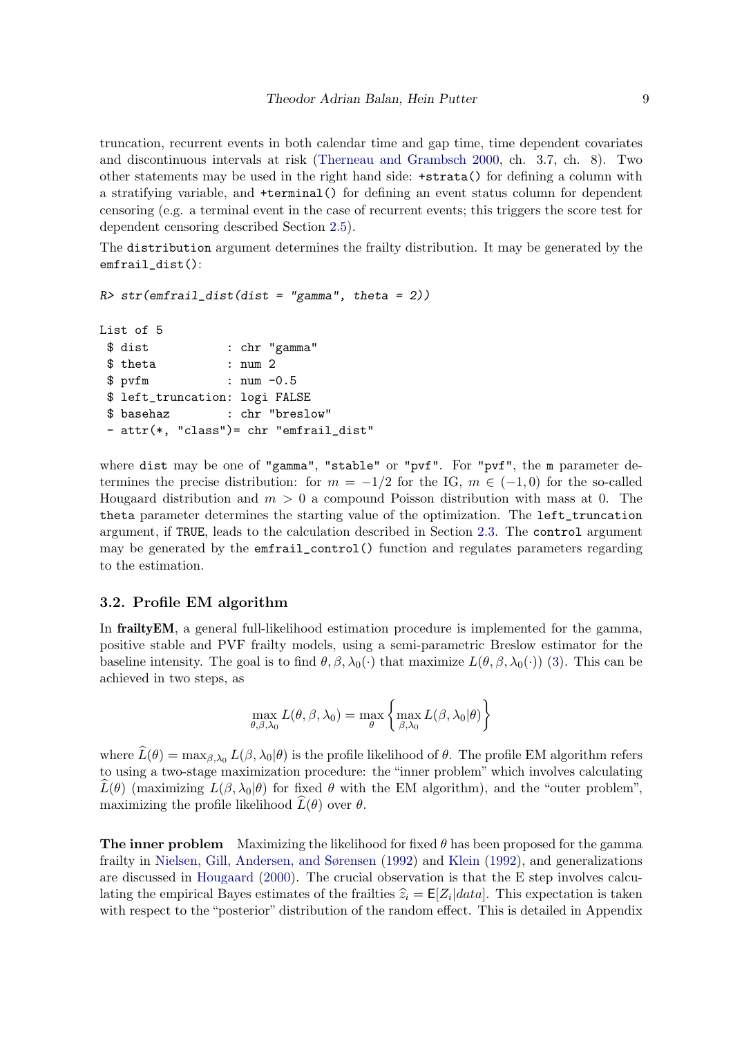truncation, recurrent events in both calendar time and gap time, time dependent covariates and discontinuous intervals at risk (Therneau and Grambsch 2000, ch. 3.7, ch. 8). Two other statements may be used in the right hand side: `+strata()` for defining a column with a stratifying variable, and `+terminal()` for defining an event status column for dependent censoring (e.g. a terminal event in the case of recurrent events; this triggers the score test for dependent censoring described Section 2.5).

The `distribution` argument determines the frailty distribution. It may be generated by the `emfrail_dist()`:

```
R> str(emfrail_dist(dist = "gamma", theta = 2))

List of 5
 $ dist          : chr "gamma"
 $ theta         : num 2
 $ pvfm          : num -0.5
 $ left_truncation: logi FALSE
 $ basehaz       : chr "breslow"
 - attr(*, "class")= chr "emfrail_dist"
```

where `dist` may be one of `"gamma"`, `"stable"` or `"pvf"`. For `"pvf"`, the `m` parameter determines the precise distribution: for $m = -1/2$ for the IG, $m \in (-1, 0)$ for the so-called Hougaard distribution and $m > 0$ a compound Poisson distribution with mass at 0. The `theta` parameter determines the starting value of the optimization. The `left_truncation` argument, if `TRUE`, leads to the calculation described in Section 2.3. The `control` argument may be generated by the `emfrail_control()` function and regulates parameters regarding to the estimation.

### 3.2. Profile EM algorithm

In **frailtyEM**, a general full-likelihood estimation procedure is implemented for the gamma, positive stable and PVF frailty models, using a semi-parametric Breslow estimator for the baseline intensity. The goal is to find $\theta, \beta, \lambda_0(\cdot)$ that maximize $L(\theta, \beta, \lambda_0(\cdot))$ (3). This can be achieved in two steps, as

$$\max_{\theta,\beta,\lambda_0} L(\theta, \beta, \lambda_0) = \max_{\theta} \left\{ \max_{\beta,\lambda_0} L(\beta, \lambda_0 | \theta) \right\}$$

where $\widehat{L}(\theta) = \max_{\beta,\lambda_0} L(\beta, \lambda_0|\theta)$ is the profile likelihood of $\theta$. The profile EM algorithm refers to using a two-stage maximization procedure: the "inner problem" which involves calculating $\widehat{L}(\theta)$ (maximizing $L(\beta, \lambda_0|\theta)$ for fixed $\theta$ with the EM algorithm), and the "outer problem", maximizing the profile likelihood $\widehat{L}(\theta)$ over $\theta$.

**The inner problem** Maximizing the likelihood for fixed $\theta$ has been proposed for the gamma frailty in Nielsen, Gill, Andersen, and Sørensen (1992) and Klein (1992), and generalizations are discussed in Hougaard (2000). The crucial observation is that the E step involves calculating the empirical Bayes estimates of the frailties $\widehat{z}_i = \mathsf{E}[Z_i|data]$. This expectation is taken with respect to the "posterior" distribution of the random effect. This is detailed in Appendix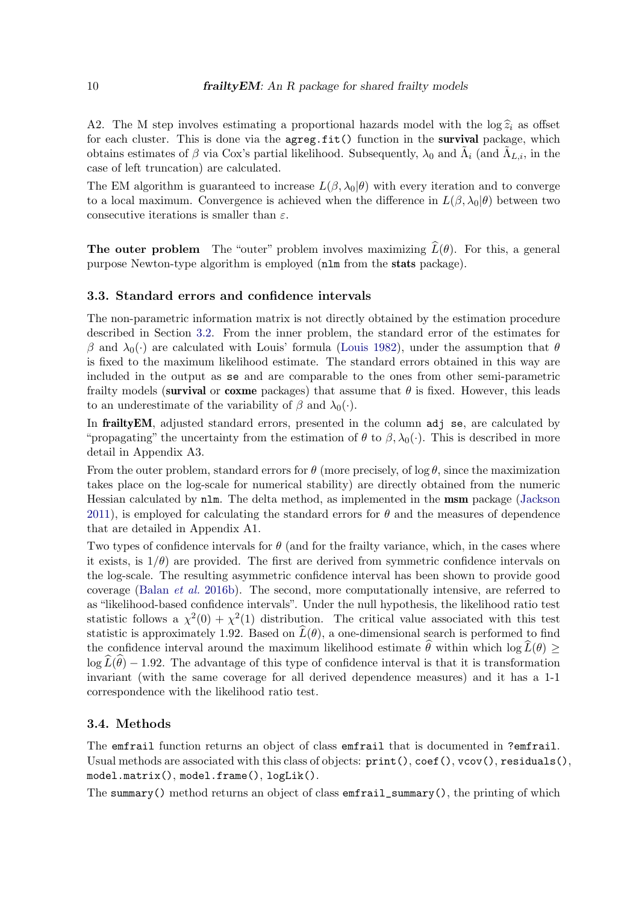A2. The M step involves estimating a proportional hazards model with the $\log \widehat{z}_i$ as offset for each cluster. This is done via the `agreg.fit()` function in the **survival** package, which obtains estimates of $\beta$ via Cox's partial likelihood. Subsequently, $\lambda_0$ and $\tilde{\Lambda}_i$ (and $\tilde{\Lambda}_{L,i}$, in the case of left truncation) are calculated.

The EM algorithm is guaranteed to increase $L(\beta, \lambda_0|\theta)$ with every iteration and to converge to a local maximum. Convergence is achieved when the difference in $L(\beta, \lambda_0|\theta)$ between two consecutive iterations is smaller than $\varepsilon$.

**The outer problem** The "outer" problem involves maximizing $\widehat{L}(\theta)$. For this, a general purpose Newton-type algorithm is employed (`nlm` from the **stats** package).

### 3.3. Standard errors and confidence intervals

The non-parametric information matrix is not directly obtained by the estimation procedure described in Section 3.2. From the inner problem, the standard error of the estimates for $\beta$ and $\lambda_0(\cdot)$ are calculated with Louis' formula (Louis 1982), under the assumption that $\theta$ is fixed to the maximum likelihood estimate. The standard errors obtained in this way are included in the output as `se` and are comparable to the ones from other semi-parametric frailty models (**survival** or **coxme** packages) that assume that $\theta$ is fixed. However, this leads to an underestimate of the variability of $\beta$ and $\lambda_0(\cdot)$.

In **frailtyEM**, adjusted standard errors, presented in the column `adj se`, are calculated by "propagating" the uncertainty from the estimation of $\theta$ to $\beta, \lambda_0(\cdot)$. This is described in more detail in Appendix A3.

From the outer problem, standard errors for $\theta$ (more precisely, of $\log \theta$, since the maximization takes place on the log-scale for numerical stability) are directly obtained from the numeric Hessian calculated by `nlm`. The delta method, as implemented in the **msm** package (Jackson 2011), is employed for calculating the standard errors for $\theta$ and the measures of dependence that are detailed in Appendix A1.

Two types of confidence intervals for $\theta$ (and for the frailty variance, which, in the cases where it exists, is $1/\theta$) are provided. The first are derived from symmetric confidence intervals on the log-scale. The resulting asymmetric confidence interval has been shown to provide good coverage (Balan *et al.* 2016b). The second, more computationally intensive, are referred to as "likelihood-based confidence intervals". Under the null hypothesis, the likelihood ratio test statistic follows a $\chi^2(0) + \chi^2(1)$ distribution. The critical value associated with this test statistic is approximately 1.92. Based on $\widehat{L}(\theta)$, a one-dimensional search is performed to find the confidence interval around the maximum likelihood estimate $\widehat{\theta}$ within which $\log \widehat{L}(\theta) \geq \log \widehat{L}(\widehat{\theta}) - 1.92$. The advantage of this type of confidence interval is that it is transformation invariant (with the same coverage for all derived dependence measures) and it has a 1-1 correspondence with the likelihood ratio test.

### 3.4. Methods

The `emfrail` function returns an object of class `emfrail` that is documented in `?emfrail`. Usual methods are associated with this class of objects: `print()`, `coef()`, `vcov()`, `residuals()`, `model.matrix()`, `model.frame()`, `logLik()`.

The `summary()` method returns an object of class `emfrail_summary()`, the printing of which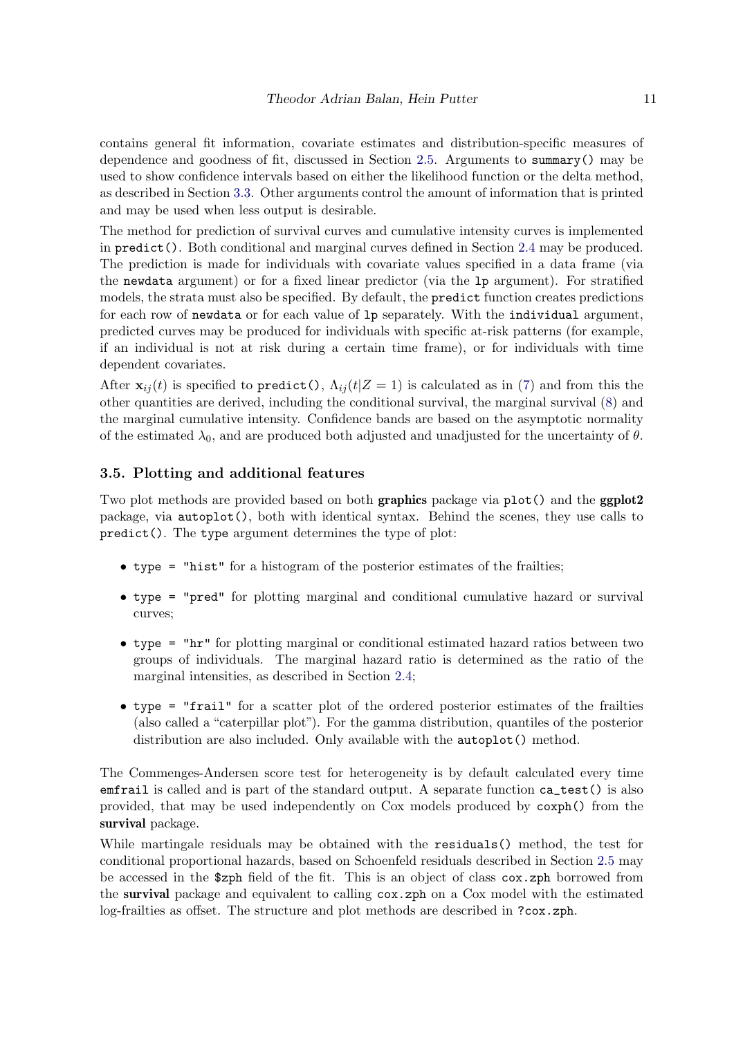contains general fit information, covariate estimates and distribution-specific measures of dependence and goodness of fit, discussed in Section 2.5. Arguments to `summary()` may be used to show confidence intervals based on either the likelihood function or the delta method, as described in Section 3.3. Other arguments control the amount of information that is printed and may be used when less output is desirable.

The method for prediction of survival curves and cumulative intensity curves is implemented in `predict()`. Both conditional and marginal curves defined in Section 2.4 may be produced. The prediction is made for individuals with covariate values specified in a data frame (via the `newdata` argument) or for a fixed linear predictor (via the `lp` argument). For stratified models, the strata must also be specified. By default, the `predict` function creates predictions for each row of `newdata` or for each value of `lp` separately. With the `individual` argument, predicted curves may be produced for individuals with specific at-risk patterns (for example, if an individual is not at risk during a certain time frame), or for individuals with time dependent covariates.

After $\mathbf{x}_{ij}(t)$ is specified to `predict()`, $\Lambda_{ij}(t|Z=1)$ is calculated as in (7) and from this the other quantities are derived, including the conditional survival, the marginal survival (8) and the marginal cumulative intensity. Confidence bands are based on the asymptotic normality of the estimated $\lambda_0$, and are produced both adjusted and unadjusted for the uncertainty of $\theta$.

### 3.5. Plotting and additional features

Two plot methods are provided based on both **graphics** package via `plot()` and the **ggplot2** package, via `autoplot()`, both with identical syntax. Behind the scenes, they use calls to `predict()`. The `type` argument determines the type of plot:

- `type = "hist"` for a histogram of the posterior estimates of the frailties;
- `type = "pred"` for plotting marginal and conditional cumulative hazard or survival curves;
- `type = "hr"` for plotting marginal or conditional estimated hazard ratios between two groups of individuals. The marginal hazard ratio is determined as the ratio of the marginal intensities, as described in Section 2.4;
- `type = "frail"` for a scatter plot of the ordered posterior estimates of the frailties (also called a "caterpillar plot"). For the gamma distribution, quantiles of the posterior distribution are also included. Only available with the `autoplot()` method.

The Commenges-Andersen score test for heterogeneity is by default calculated every time `emfrail` is called and is part of the standard output. A separate function `ca_test()` is also provided, that may be used independently on Cox models produced by `coxph()` from the **survival** package.

While martingale residuals may be obtained with the `residuals()` method, the test for conditional proportional hazards, based on Schoenfeld residuals described in Section 2.5 may be accessed in the `$zph` field of the fit. This is an object of class `cox.zph` borrowed from the **survival** package and equivalent to calling `cox.zph` on a Cox model with the estimated log-frailties as offset. The structure and plot methods are described in `?cox.zph`.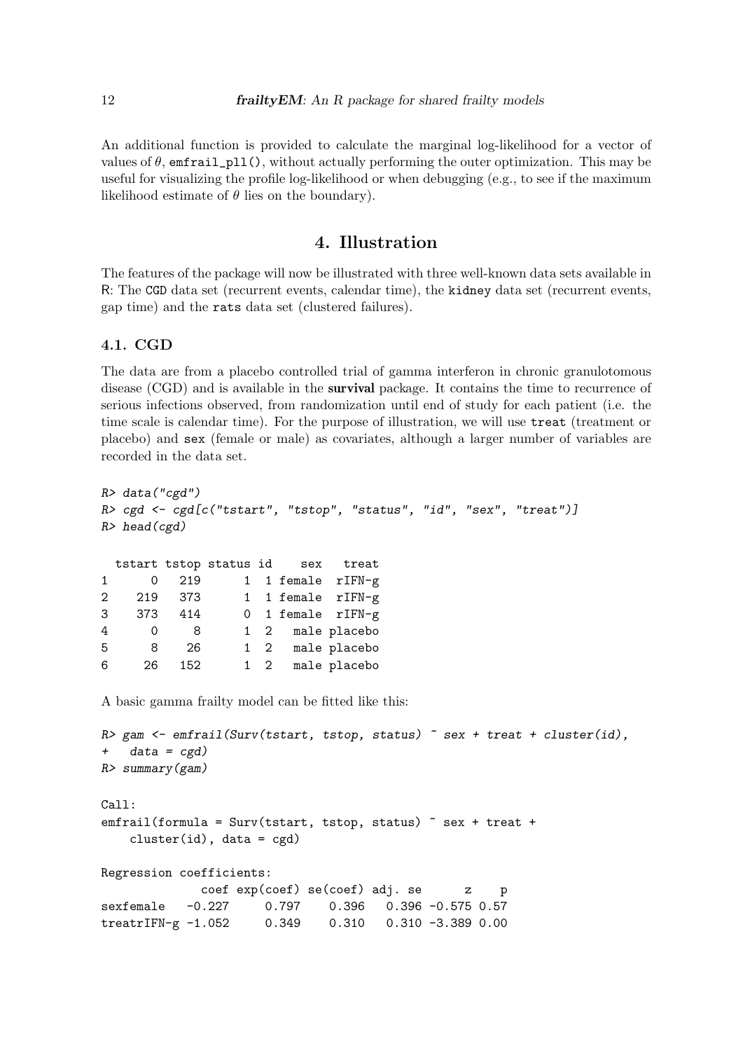An additional function is provided to calculate the marginal log-likelihood for a vector of values of $\theta$, `emfrail_pll()`, without actually performing the outer optimization. This may be useful for visualizing the profile log-likelihood or when debugging (e.g., to see if the maximum likelihood estimate of $\theta$ lies on the boundary).

# 4. Illustration

The features of the package will now be illustrated with three well-known data sets available in R: The `CGD` data set (recurrent events, calendar time), the `kidney` data set (recurrent events, gap time) and the `rats` data set (clustered failures).

## 4.1. CGD

The data are from a placebo controlled trial of gamma interferon in chronic granulotomous disease (CGD) and is available in the **survival** package. It contains the time to recurrence of serious infections observed, from randomization until end of study for each patient (i.e. the time scale is calendar time). For the purpose of illustration, we will use `treat` (treatment or placebo) and `sex` (female or male) as covariates, although a larger number of variables are recorded in the data set.

```
R> data("cgd")
R> cgd <- cgd[c("tstart", "tstop", "status", "id", "sex", "treat")]
R> head(cgd)

  tstart tstop status id    sex   treat
1      0   219      1  1 female  rIFN-g
2    219   373      1  1 female  rIFN-g
3    373   414      0  1 female  rIFN-g
4      0     8      1  2   male placebo
5      8    26      1  2   male placebo
6     26   152      1  2   male placebo
```

A basic gamma frailty model can be fitted like this:

```
R> gam <- emfrail(Surv(tstart, tstop, status) ~ sex + treat + cluster(id),
+   data = cgd)
R> summary(gam)

Call:
emfrail(formula = Surv(tstart, tstop, status) ~ sex + treat +
    cluster(id), data = cgd)

Regression coefficients:
              coef exp(coef) se(coef) adj. se      z    p
sexfemale   -0.227     0.797    0.396   0.396 -0.575 0.57
treatrIFN-g -1.052     0.349    0.310   0.310 -3.389 0.00
```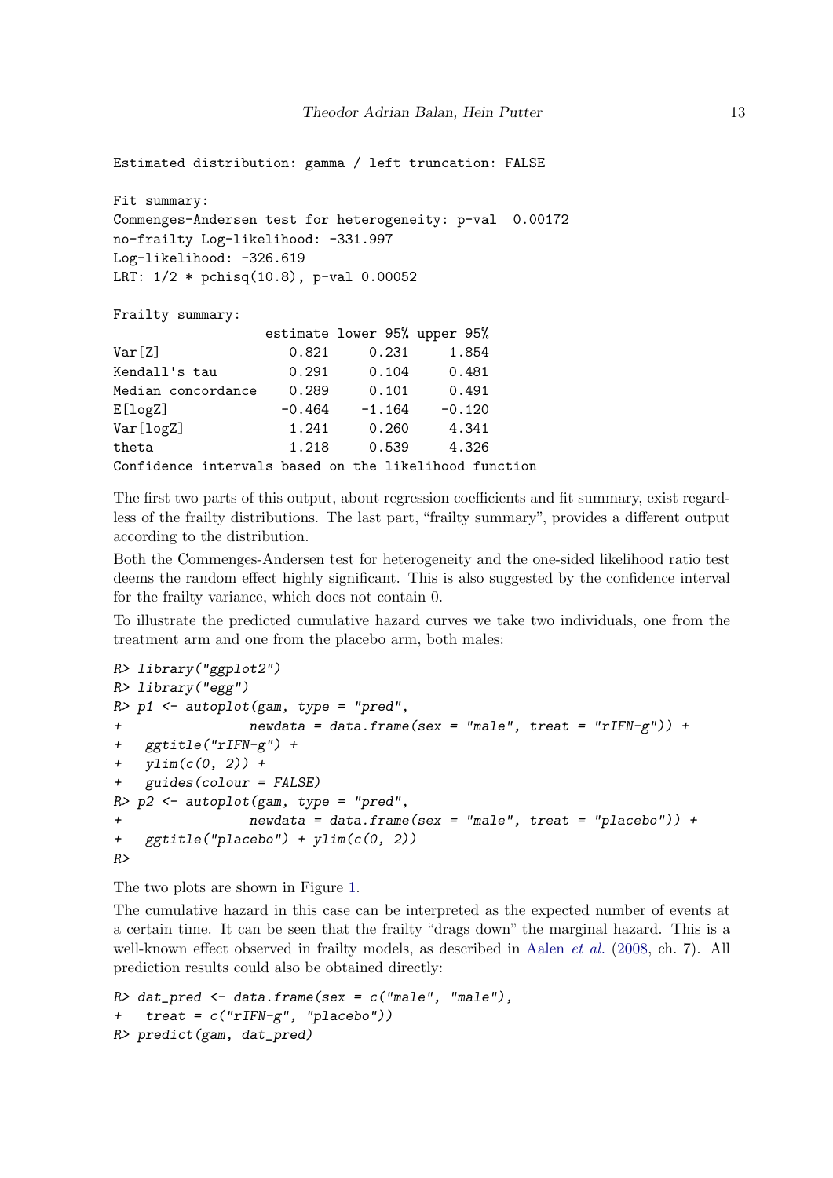```
Estimated distribution: gamma / left truncation: FALSE

Fit summary:
Commenges-Andersen test for heterogeneity: p-val  0.00172
no-frailty Log-likelihood: -331.997
Log-likelihood: -326.619
LRT: 1/2 * pchisq(10.8), p-val 0.00052

Frailty summary:
                   estimate lower 95% upper 95%
Var[Z]                0.821     0.231     1.854
Kendall's tau         0.291     0.104     0.481
Median concordance    0.289     0.101     0.491
E[logZ]              -0.464    -1.164    -0.120
Var[logZ]             1.241     0.260     4.341
theta                 1.218     0.539     4.326
Confidence intervals based on the likelihood function
```

The first two parts of this output, about regression coefficients and fit summary, exist regardless of the frailty distributions. The last part, "frailty summary", provides a different output according to the distribution.

Both the Commenges-Andersen test for heterogeneity and the one-sided likelihood ratio test deems the random effect highly significant. This is also suggested by the confidence interval for the frailty variance, which does not contain 0.

To illustrate the predicted cumulative hazard curves we take two individuals, one from the treatment arm and one from the placebo arm, both males:

```
R> library("ggplot2")
R> library("egg")
R> p1 <- autoplot(gam, type = "pred",
+                newdata = data.frame(sex = "male", treat = "rIFN-g")) +
+   ggtitle("rIFN-g") +
+   ylim(c(0, 2)) +
+   guides(colour = FALSE)
R> p2 <- autoplot(gam, type = "pred",
+                newdata = data.frame(sex = "male", treat = "placebo")) +
+   ggtitle("placebo") + ylim(c(0, 2))
R>
```

The two plots are shown in Figure 1.

The cumulative hazard in this case can be interpreted as the expected number of events at a certain time. It can be seen that the frailty "drags down" the marginal hazard. This is a well-known effect observed in frailty models, as described in Aalen *et al.* (2008, ch. 7). All prediction results could also be obtained directly:

```
R> dat_pred <- data.frame(sex = c("male", "male"),
+   treat = c("rIFN-g", "placebo"))
R> predict(gam, dat_pred)
```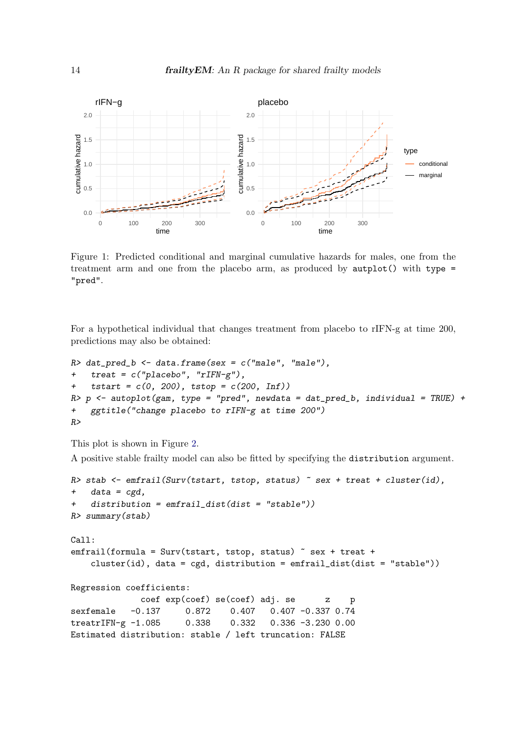Figure 1: Predicted conditional and marginal cumulative hazards for males, one from the treatment arm and one from the placebo arm, as produced by `autoplot()` with `type = "pred"`.

For a hypothetical individual that changes treatment from placebo to rIFN-g at time 200, predictions may also be obtained:

```
R> dat_pred_b <- data.frame(sex = c("male", "male"),
+   treat = c("placebo", "rIFN-g"),
+   tstart = c(0, 200), tstop = c(200, Inf))
R> p <- autoplot(gam, type = "pred", newdata = dat_pred_b, individual = TRUE) +
+   ggtitle("change placebo to rIFN-g at time 200")
R>
```

This plot is shown in Figure 2.

A positive stable frailty model can also be fitted by specifying the `distribution` argument.

```
R> stab <- emfrail(Surv(tstart, tstop, status) ~ sex + treat + cluster(id),
+   data = cgd,
+   distribution = emfrail_dist(dist = "stable"))
R> summary(stab)

Call:
emfrail(formula = Surv(tstart, tstop, status) ~ sex + treat +
    cluster(id), data = cgd, distribution = emfrail_dist(dist = "stable"))

Regression coefficients:
               coef exp(coef) se(coef) adj. se      z    p
sexfemale    -0.137     0.872    0.407   0.407 -0.337 0.74
treatrIFN-g -1.085     0.338    0.332   0.336 -3.230 0.00
Estimated distribution: stable / left truncation: FALSE
```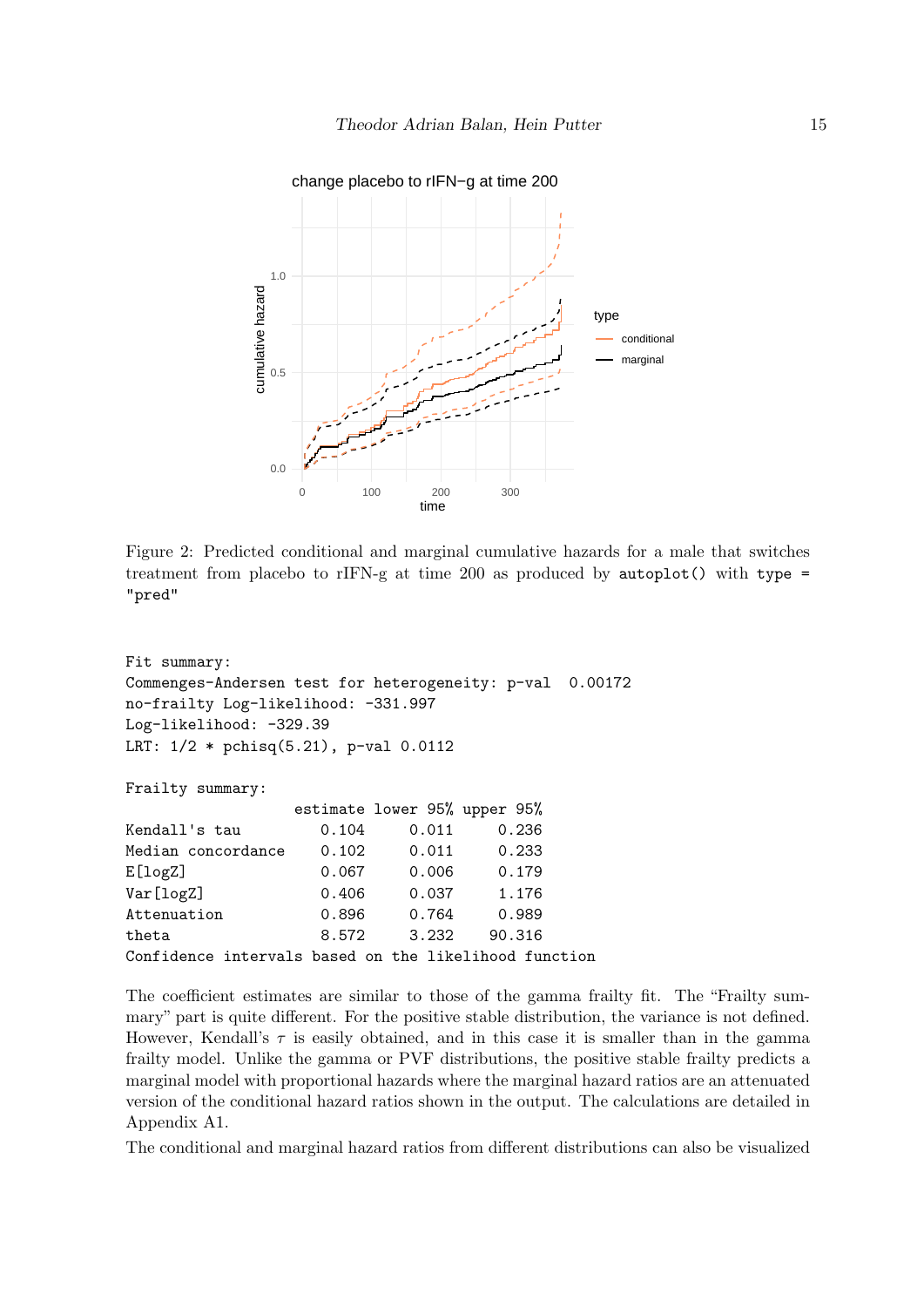Figure 2: Predicted conditional and marginal cumulative hazards for a male that switches treatment from placebo to rIFN-g at time 200 as produced by `autoplot()` with `type = "pred"`

```
Fit summary:
Commenges-Andersen test for heterogeneity: p-val  0.00172
no-frailty Log-likelihood: -331.997
Log-likelihood: -329.39
LRT: 1/2 * pchisq(5.21), p-val 0.0112

Frailty summary:
                   estimate lower 95% upper 95%
Kendall's tau         0.104     0.011     0.236
Median concordance    0.102     0.011     0.233
E[logZ]               0.067     0.006     0.179
Var[logZ]             0.406     0.037     1.176
Attenuation           0.896     0.764     0.989
theta                 8.572     3.232    90.316
Confidence intervals based on the likelihood function
```

The coefficient estimates are similar to those of the gamma frailty fit. The "Frailty summary" part is quite different. For the positive stable distribution, the variance is not defined. However, Kendall's $\tau$ is easily obtained, and in this case it is smaller than in the gamma frailty model. Unlike the gamma or PVF distributions, the positive stable frailty predicts a marginal model with proportional hazards where the marginal hazard ratios are an attenuated version of the conditional hazard ratios shown in the output. The calculations are detailed in Appendix A1.

The conditional and marginal hazard ratios from different distributions can also be visualized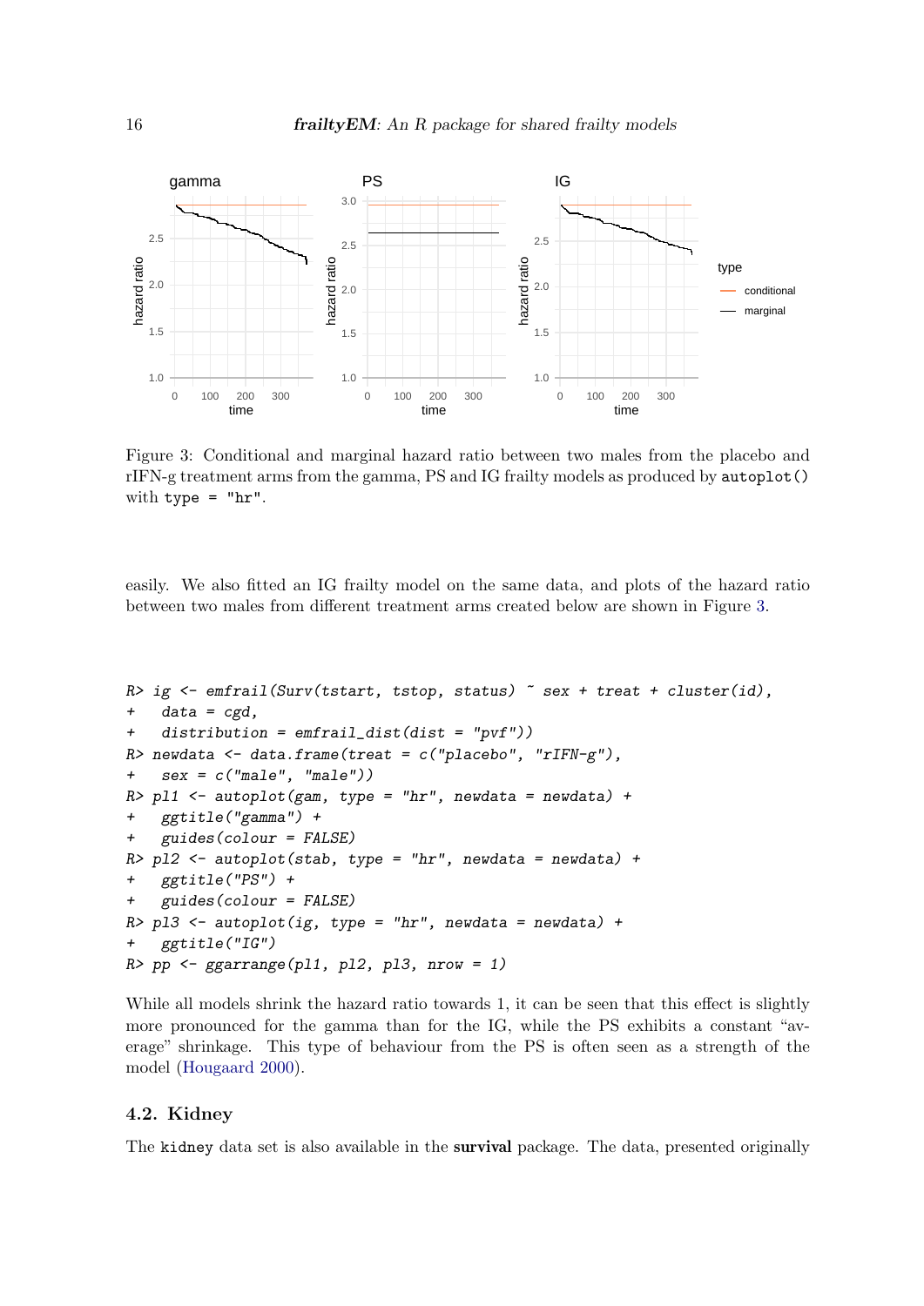Figure 3: Conditional and marginal hazard ratio between two males from the placebo and rIFN-g treatment arms from the gamma, PS and IG frailty models as produced by `autoplot()` with `type = "hr"`.

easily. We also fitted an IG frailty model on the same data, and plots of the hazard ratio between two males from different treatment arms created below are shown in Figure 3.

```
R> ig <- emfrail(Surv(tstart, tstop, status) ~ sex + treat + cluster(id),
+   data = cgd,
+   distribution = emfrail_dist(dist = "pvf"))
R> newdata <- data.frame(treat = c("placebo", "rIFN-g"),
+   sex = c("male", "male"))
R> pl1 <- autoplot(gam, type = "hr", newdata = newdata) +
+   ggtitle("gamma") +
+   guides(colour = FALSE)
R> pl2 <- autoplot(stab, type = "hr", newdata = newdata) +
+   ggtitle("PS") +
+   guides(colour = FALSE)
R> pl3 <- autoplot(ig, type = "hr", newdata = newdata) +
+   ggtitle("IG")
R> pp <- ggarrange(pl1, pl2, pl3, nrow = 1)
```

While all models shrink the hazard ratio towards 1, it can be seen that this effect is slightly more pronounced for the gamma than for the IG, while the PS exhibits a constant "average" shrinkage. This type of behaviour from the PS is often seen as a strength of the model (Hougaard 2000).

## 4.2. Kidney

The `kidney` data set is also available in the **survival** package. The data, presented originally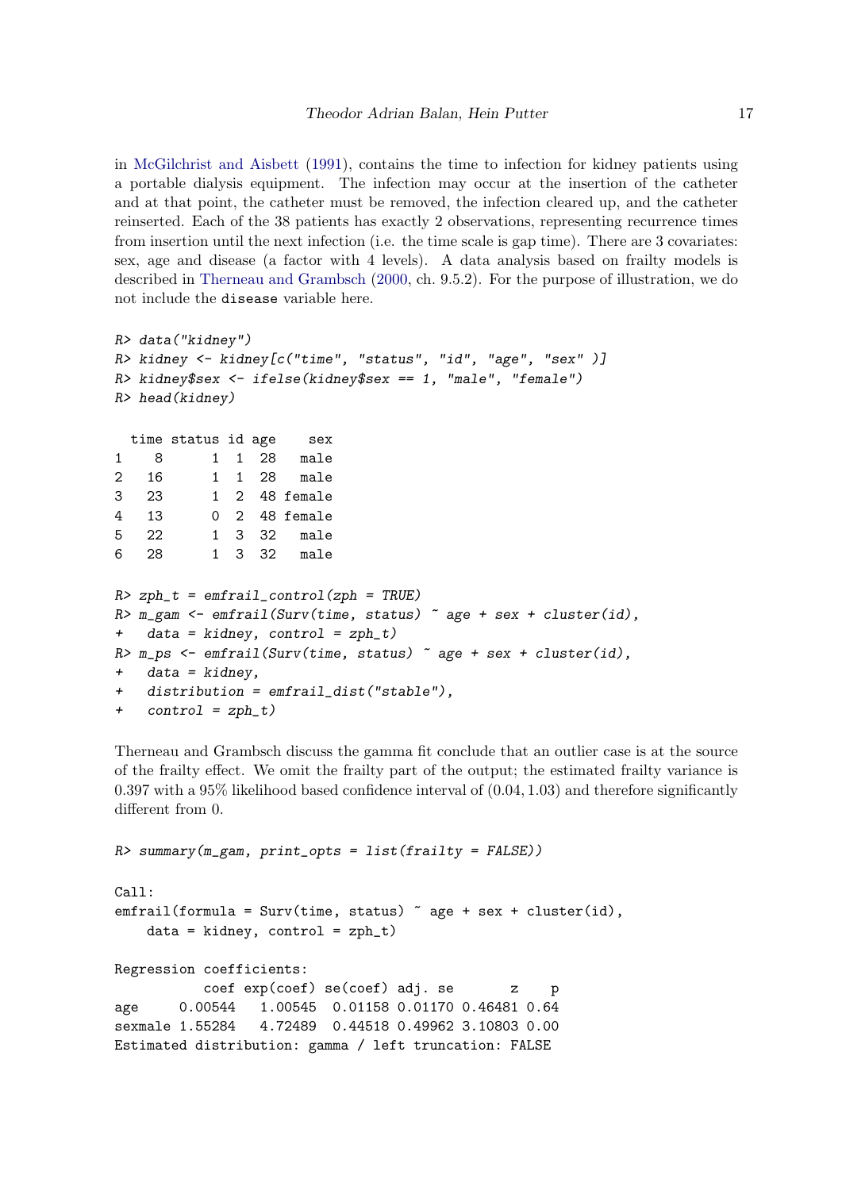in McGilchrist and Aisbett (1991), contains the time to infection for kidney patients using a portable dialysis equipment. The infection may occur at the insertion of the catheter and at that point, the catheter must be removed, the infection cleared up, and the catheter reinserted. Each of the 38 patients has exactly 2 observations, representing recurrence times from insertion until the next infection (i.e. the time scale is gap time). There are 3 covariates: sex, age and disease (a factor with 4 levels). A data analysis based on frailty models is described in Therneau and Grambsch (2000, ch. 9.5.2). For the purpose of illustration, we do not include the `disease` variable here.

```
R> data("kidney")
R> kidney <- kidney[c("time", "status", "id", "age", "sex" )]
R> kidney$sex <- ifelse(kidney$sex == 1, "male", "female")
R> head(kidney)

  time status id age    sex
1    8      1  1  28   male
2   16      1  1  28   male
3   23      1  2  48 female
4   13      0  2  48 female
5   22      1  3  32   male
6   28      1  3  32   male
```

```
R> zph_t = emfrail_control(zph = TRUE)
R> m_gam <- emfrail(Surv(time, status) ~ age + sex + cluster(id),
+    data = kidney, control = zph_t)
R> m_ps <- emfrail(Surv(time, status) ~ age + sex + cluster(id),
+    data = kidney,
+    distribution = emfrail_dist("stable"),
+    control = zph_t)
```

Therneau and Grambsch discuss the gamma fit conclude that an outlier case is at the source of the frailty effect. We omit the frailty part of the output; the estimated frailty variance is 0.397 with a 95% likelihood based confidence interval of $(0.04, 1.03)$ and therefore significantly different from 0.

```
R> summary(m_gam, print_opts = list(frailty = FALSE))

Call:
emfrail(formula = Surv(time, status) ~ age + sex + cluster(id),
    data = kidney, control = zph_t)

Regression coefficients:
           coef exp(coef) se(coef) adj. se       z    p
age     0.00544   1.00545  0.01158 0.01170 0.46481 0.64
sexmale 1.55284   4.72489  0.44518 0.49962 3.10803 0.00
Estimated distribution: gamma / left truncation: FALSE
```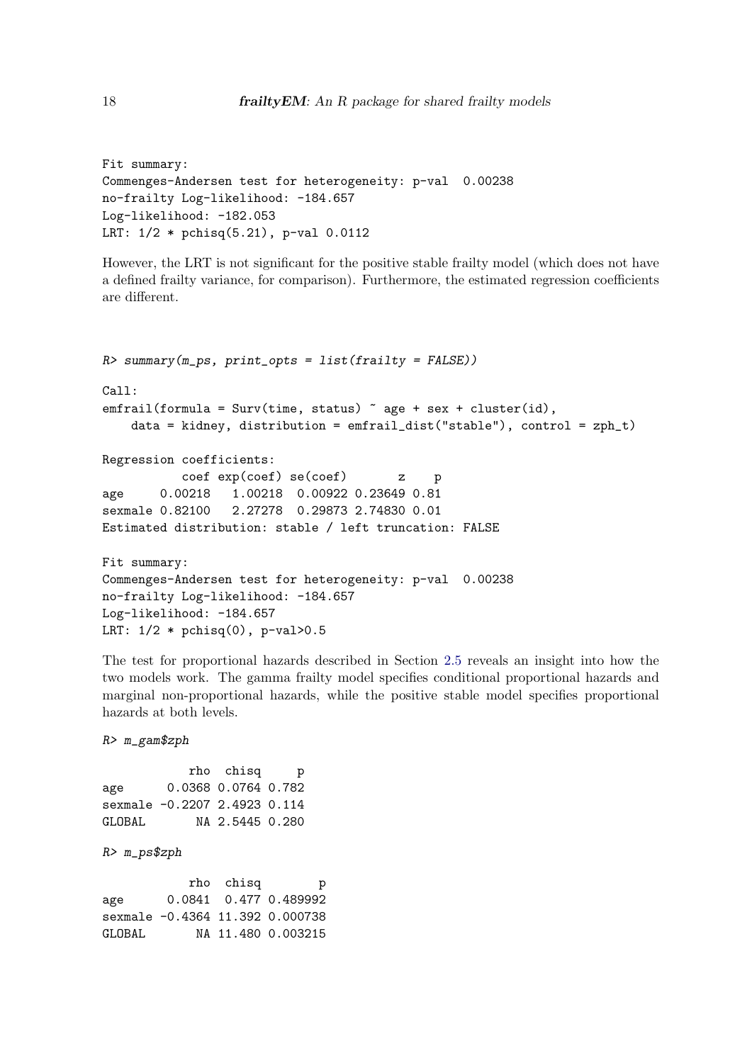```
Fit summary:
Commenges-Andersen test for heterogeneity: p-val  0.00238
no-frailty Log-likelihood: -184.657
Log-likelihood: -182.053
LRT: 1/2 * pchisq(5.21), p-val 0.0112
```

However, the LRT is not significant for the positive stable frailty model (which does not have a defined frailty variance, for comparison). Furthermore, the estimated regression coefficients are different.

```
R> summary(m_ps, print_opts = list(frailty = FALSE))

Call:
emfrail(formula = Surv(time, status) ~ age + sex + cluster(id),
    data = kidney, distribution = emfrail_dist("stable"), control = zph_t)

Regression coefficients:
          coef exp(coef) se(coef)       z    p
age    0.00218   1.00218  0.00922 0.23649 0.81
sexmale 0.82100   2.27278  0.29873 2.74830 0.01
Estimated distribution: stable / left truncation: FALSE

Fit summary:
Commenges-Andersen test for heterogeneity: p-val  0.00238
no-frailty Log-likelihood: -184.657
Log-likelihood: -184.657
LRT: 1/2 * pchisq(0), p-val>0.5
```

The test for proportional hazards described in Section 2.5 reveals an insight into how the two models work. The gamma frailty model specifies conditional proportional hazards and marginal non-proportional hazards, while the positive stable model specifies proportional hazards at both levels.

```
R> m_gam$zph

           rho  chisq     p
age     0.0368 0.0764 0.782
sexmale -0.2207 2.4923 0.114
GLOBAL       NA 2.5445 0.280

R> m_ps$zph

           rho  chisq        p
age     0.0841  0.477 0.489992
sexmale -0.4364 11.392 0.000738
GLOBAL       NA 11.480 0.003215
```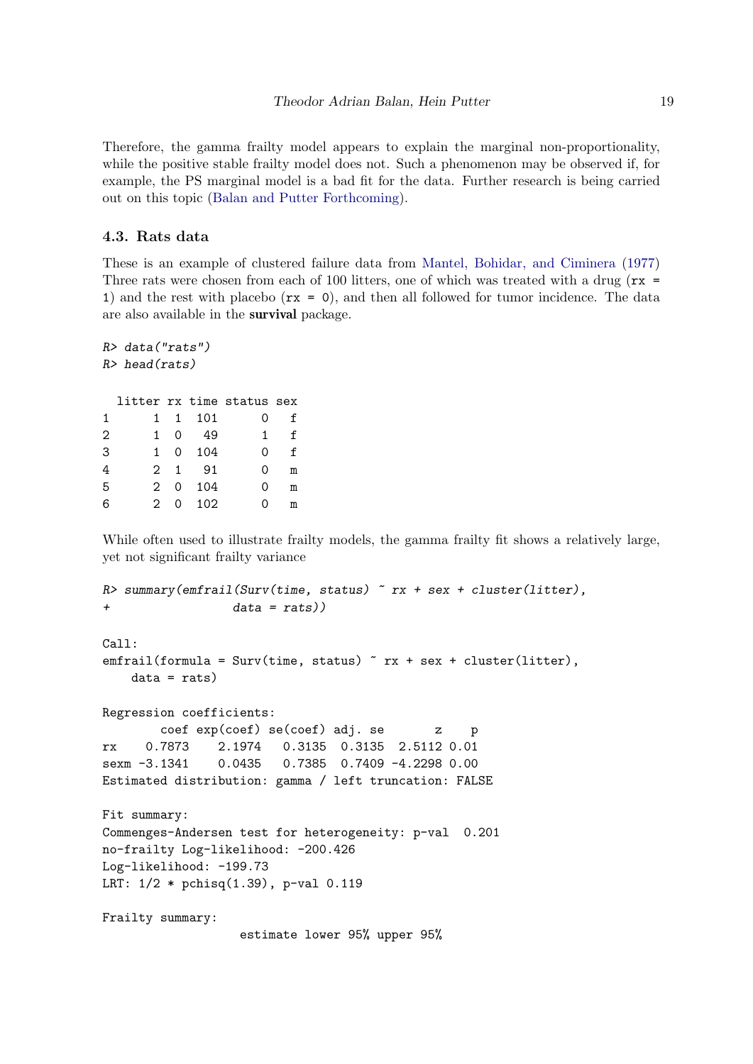Therefore, the gamma frailty model appears to explain the marginal non-proportionality, while the positive stable frailty model does not. Such a phenomenon may be observed if, for example, the PS marginal model is a bad fit for the data. Further research is being carried out on this topic (Balan and Putter Forthcoming).

### 4.3. Rats data

These is an example of clustered failure data from Mantel, Bohidar, and Ciminera (1977) Three rats were chosen from each of 100 litters, one of which was treated with a drug (`rx = 1`) and the rest with placebo (`rx = 0`), and then all followed for tumor incidence. The data are also available in the **survival** package.

```
R> data("rats")
R> head(rats)

  litter rx time status sex
1      1  1  101      0   f
2      1  0   49      1   f
3      1  0  104      0   f
4      2  1   91      0   m
5      2  0  104      0   m
6      2  0  102      0   m
```

While often used to illustrate frailty models, the gamma frailty fit shows a relatively large, yet not significant frailty variance

```
R> summary(emfrail(Surv(time, status) ~ rx + sex + cluster(litter),
+                  data = rats))

Call:
emfrail(formula = Surv(time, status) ~ rx + sex + cluster(litter),
    data = rats)

Regression coefficients:
        coef exp(coef) se(coef) adj. se       z    p
rx    0.7873    2.1974   0.3135  0.3135  2.5112 0.01
sexm -3.1341    0.0435   0.7385  0.7409 -4.2298 0.00
Estimated distribution: gamma / left truncation: FALSE

Fit summary:
Commenges-Andersen test for heterogeneity: p-val  0.201
no-frailty Log-likelihood: -200.426
Log-likelihood: -199.73
LRT: 1/2 * pchisq(1.39), p-val 0.119

Frailty summary:
                   estimate lower 95% upper 95%
```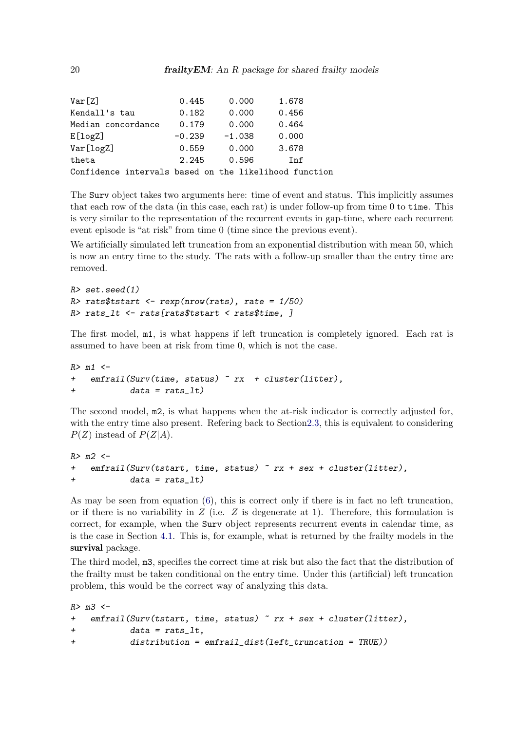```
Var[Z]               0.445     0.000     1.678
Kendall's tau        0.182     0.000     0.456
Median concordance   0.179     0.000     0.464
E[logZ]             -0.239    -1.038     0.000
Var[logZ]            0.559     0.000     3.678
theta                2.245     0.596       Inf
Confidence intervals based on the likelihood function
```

The `Surv` object takes two arguments here: time of event and status. This implicitly assumes that each row of the data (in this case, each rat) is under follow-up from time 0 to `time`. This is very similar to the representation of the recurrent events in gap-time, where each recurrent event episode is "at risk" from time 0 (time since the previous event).

We artificially simulated left truncation from an exponential distribution with mean 50, which is now an entry time to the study. The rats with a follow-up smaller than the entry time are removed.

```
R> set.seed(1)
R> rats$tstart <- rexp(nrow(rats), rate = 1/50)
R> rats_lt <- rats[rats$tstart < rats$time, ]
```

The first model, `m1`, is what happens if left truncation is completely ignored. Each rat is assumed to have been at risk from time 0, which is not the case.

```
R> m1 <-
+   emfrail(Surv(time, status) ~ rx  + cluster(litter),
+           data = rats_lt)
```

The second model, `m2`, is what happens when the at-risk indicator is correctly adjusted for, with the entry time also present. Refering back to Section2.3, this is equivalent to considering $P(Z)$ instead of $P(Z|A)$.

```
R> m2 <-
+   emfrail(Surv(tstart, time, status) ~ rx + sex + cluster(litter),
+           data = rats_lt)
```

As may be seen from equation (6), this is correct only if there is in fact no left truncation, or if there is no variability in $Z$ (i.e. $Z$ is degenerate at 1). Therefore, this formulation is correct, for example, when the `Surv` object represents recurrent events in calendar time, as is the case in Section 4.1. This is, for example, what is returned by the frailty models in the **survival** package.

The third model, `m3`, specifies the correct time at risk but also the fact that the distribution of the frailty must be taken conditional on the entry time. Under this (artificial) left truncation problem, this would be the correct way of analyzing this data.

```
R> m3 <-
+   emfrail(Surv(tstart, time, status) ~ rx + sex + cluster(litter),
+           data = rats_lt,
+           distribution = emfrail_dist(left_truncation = TRUE))
```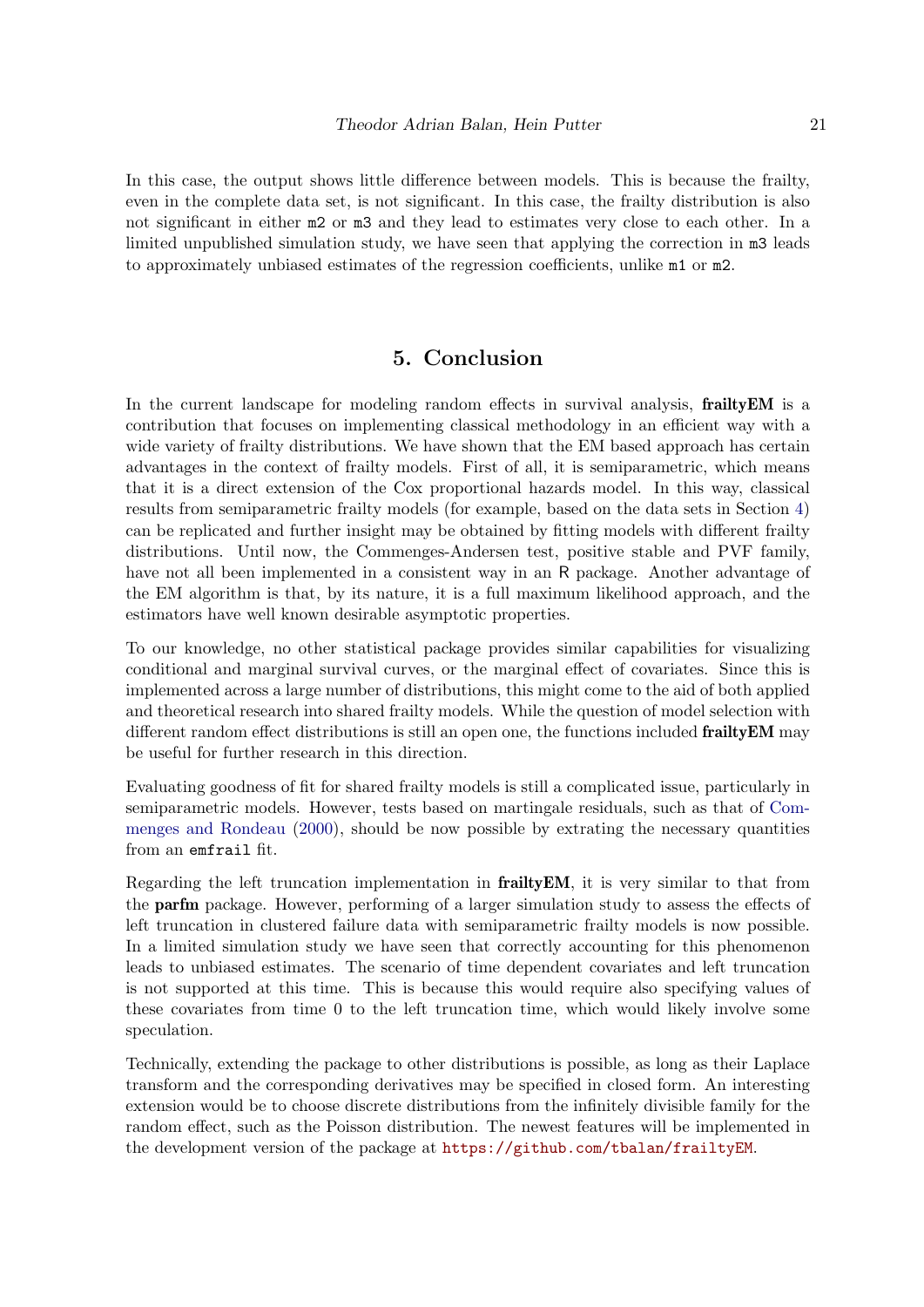In this case, the output shows little difference between models. This is because the frailty, even in the complete data set, is not significant. In this case, the frailty distribution is also not significant in either `m2` or `m3` and they lead to estimates very close to each other. In a limited unpublished simulation study, we have seen that applying the correction in `m3` leads to approximately unbiased estimates of the regression coefficients, unlike `m1` or `m2`.

## 5. Conclusion

In the current landscape for modeling random effects in survival analysis, **frailtyEM** is a contribution that focuses on implementing classical methodology in an efficient way with a wide variety of frailty distributions. We have shown that the EM based approach has certain advantages in the context of frailty models. First of all, it is semiparametric, which means that it is a direct extension of the Cox proportional hazards model. In this way, classical results from semiparametric frailty models (for example, based on the data sets in Section 4) can be replicated and further insight may be obtained by fitting models with different frailty distributions. Until now, the Commenges-Andersen test, positive stable and PVF family, have not all been implemented in a consistent way in an R package. Another advantage of the EM algorithm is that, by its nature, it is a full maximum likelihood approach, and the estimators have well known desirable asymptotic properties.

To our knowledge, no other statistical package provides similar capabilities for visualizing conditional and marginal survival curves, or the marginal effect of covariates. Since this is implemented across a large number of distributions, this might come to the aid of both applied and theoretical research into shared frailty models. While the question of model selection with different random effect distributions is still an open one, the functions included **frailtyEM** may be useful for further research in this direction.

Evaluating goodness of fit for shared frailty models is still a complicated issue, particularly in semiparametric models. However, tests based on martingale residuals, such as that of Commenges and Rondeau (2000), should be now possible by extrating the necessary quantities from an `emfrail` fit.

Regarding the left truncation implementation in **frailtyEM**, it is very similar to that from the **parfm** package. However, performing of a larger simulation study to assess the effects of left truncation in clustered failure data with semiparametric frailty models is now possible. In a limited simulation study we have seen that correctly accounting for this phenomenon leads to unbiased estimates. The scenario of time dependent covariates and left truncation is not supported at this time. This is because this would require also specifying values of these covariates from time 0 to the left truncation time, which would likely involve some speculation.

Technically, extending the package to other distributions is possible, as long as their Laplace transform and the corresponding derivatives may be specified in closed form. An interesting extension would be to choose discrete distributions from the infinitely divisible family for the random effect, such as the Poisson distribution. The newest features will be implemented in the development version of the package at https://github.com/tbalan/frailtyEM.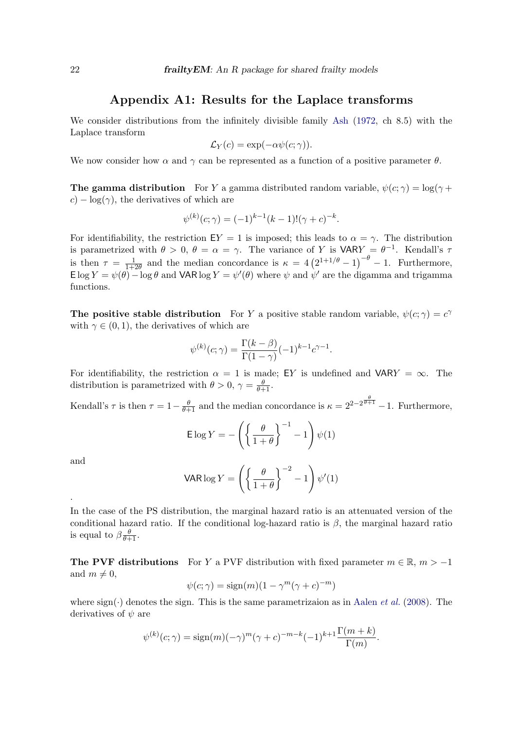## Appendix A1: Results for the Laplace transforms

We consider distributions from the infinitely divisible family Ash (1972, ch 8.5) with the Laplace transform

$$\mathcal{L}_Y(c) = \exp(-\alpha \psi(c;\gamma)).$$

We now consider how $\alpha$ and $\gamma$ can be represented as a function of a positive parameter $\theta$.

**The gamma distribution** For $Y$ a gamma distributed random variable, $\psi(c;\gamma) = \log(\gamma + c) - \log(\gamma)$, the derivatives of which are

$$\psi^{(k)}(c;\gamma) = (-1)^{k-1}(k-1)!(\gamma + c)^{-k}.$$

For identifiability, the restriction $\mathsf{E}Y = 1$ is imposed; this leads to $\alpha = \gamma$. The distribution is parametrized with $\theta > 0$, $\theta = \alpha = \gamma$. The variance of $Y$ is $\mathsf{VAR}Y = \theta^{-1}$. Kendall's $\tau$ is then $\tau = \frac{1}{1+2\theta}$ and the median concordance is $\kappa = 4\left(2^{1+1/\theta} - 1\right)^{-\theta} - 1$. Furthermore, $\mathsf{E}\log Y = \psi(\theta) - \log\theta$ and $\mathsf{VAR}\log Y = \psi'(\theta)$ where $\psi$ and $\psi'$ are the digamma and trigamma functions.

**The positive stable distribution** For $Y$ a positive stable random variable, $\psi(c;\gamma) = c^\gamma$ with $\gamma \in (0,1)$, the derivatives of which are

$$\psi^{(k)}(c;\gamma) = \frac{\Gamma(k-\beta)}{\Gamma(1-\gamma)}(-1)^{k-1}c^{\gamma-1}.$$

For identifiability, the restriction $\alpha = 1$ is made; $\mathsf{E}Y$ is undefined and $\mathsf{VAR}Y = \infty$. The distribution is parametrized with $\theta > 0$, $\gamma = \frac{\theta}{\theta+1}$.

Kendall's $\tau$ is then $\tau = 1 - \frac{\theta}{\theta+1}$ and the median concordance is $\kappa = 2^{2-2^{\frac{\theta}{\theta+1}}} - 1$. Furthermore,

$$\mathsf{E}\log Y = -\left(\left\{\frac{\theta}{1+\theta}\right\}^{-1} - 1\right)\psi(1)$$

and

$$\mathsf{VAR}\log Y = \left(\left\{\frac{\theta}{1+\theta}\right\}^{-2} - 1\right)\psi'(1)$$

.

In the case of the PS distribution, the marginal hazard ratio is an attenuated version of the conditional hazard ratio. If the conditional log-hazard ratio is $\beta$, the marginal hazard ratio is equal to $\beta\frac{\theta}{\theta+1}$.

**The PVF distributions** For $Y$ a PVF distribution with fixed parameter $m \in \mathbb{R}$, $m > -1$ and $m \neq 0$,

$$\psi(c;\gamma) = \text{sign}(m)(1 - \gamma^m(\gamma + c)^{-m})$$

where $\text{sign}(\cdot)$ denotes the sign. This is the same parametrizaion as in Aalen *et al.* (2008). The derivatives of $\psi$ are

$$\psi^{(k)}(c;\gamma) = \text{sign}(m)(-\gamma)^m(\gamma + c)^{-m-k}(-1)^{k+1}\frac{\Gamma(m+k)}{\Gamma(m)}.$$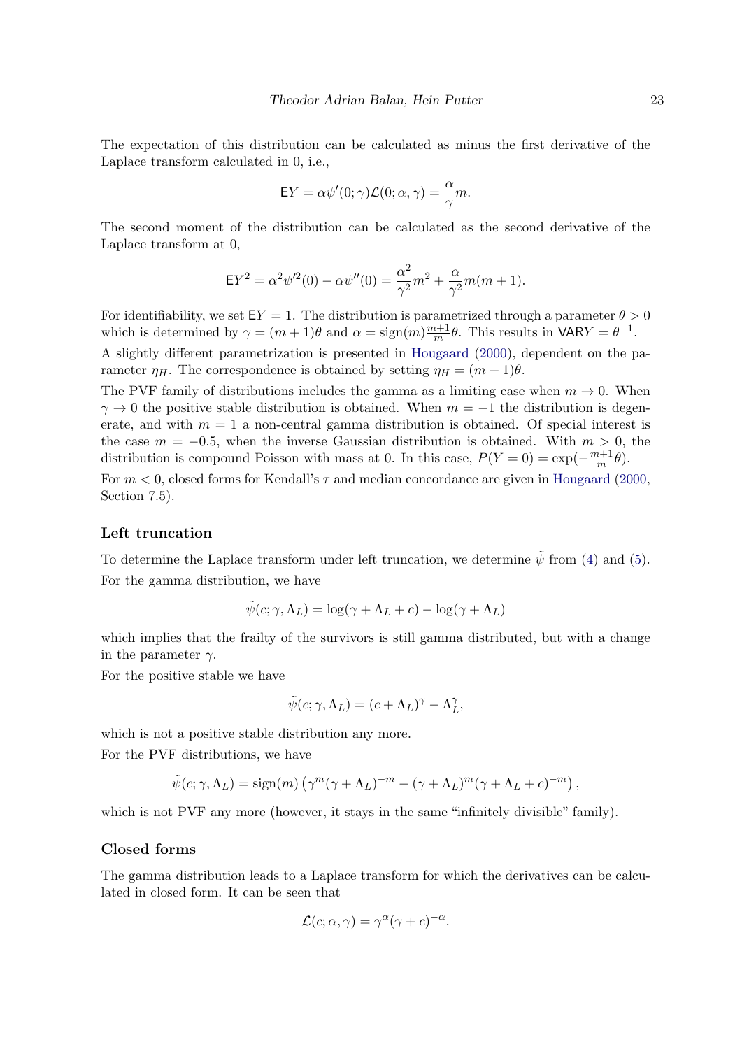The expectation of this distribution can be calculated as minus the first derivative of the Laplace transform calculated in 0, i.e.,

$$\mathsf{E}Y = \alpha\psi'(0;\gamma)\mathcal{L}(0;\alpha,\gamma) = \frac{\alpha}{\gamma}m.$$

The second moment of the distribution can be calculated as the second derivative of the Laplace transform at 0,

$$\mathsf{E}Y^2 = \alpha^2\psi'^2(0) - \alpha\psi''(0) = \frac{\alpha^2}{\gamma^2}m^2 + \frac{\alpha}{\gamma^2}m(m+1).$$

For identifiability, we set $\mathsf{E}Y = 1$. The distribution is parametrized through a parameter $\theta > 0$ which is determined by $\gamma = (m+1)\theta$ and $\alpha = \text{sign}(m)\frac{m+1}{m}\theta$. This results in $\mathsf{VAR}Y = \theta^{-1}$.

A slightly different parametrization is presented in Hougaard (2000), dependent on the parameter $\eta_H$. The correspondence is obtained by setting $\eta_H = (m+1)\theta$.

The PVF family of distributions includes the gamma as a limiting case when $m \to 0$. When $\gamma \to 0$ the positive stable distribution is obtained. When $m = -1$ the distribution is degenerate, and with $m = 1$ a non-central gamma distribution is obtained. Of special interest is the case $m = -0.5$, when the inverse Gaussian distribution is obtained. With $m > 0$, the distribution is compound Poisson with mass at 0. In this case, $P(Y = 0) = \exp(-\frac{m+1}{m}\theta)$.

For $m < 0$, closed forms for Kendall's $\tau$ and median concordance are given in Hougaard (2000, Section 7.5).

### Left truncation

To determine the Laplace transform under left truncation, we determine $\tilde{\psi}$ from (4) and (5).

For the gamma distribution, we have

$$\tilde{\psi}(c;\gamma,\Lambda_L) = \log(\gamma + \Lambda_L + c) - \log(\gamma + \Lambda_L)$$

which implies that the frailty of the survivors is still gamma distributed, but with a change in the parameter $\gamma$.

For the positive stable we have

$$\tilde{\psi}(c;\gamma,\Lambda_L) = (c + \Lambda_L)^\gamma - \Lambda_L^\gamma,$$

which is not a positive stable distribution any more.

For the PVF distributions, we have

$$\tilde{\psi}(c;\gamma,\Lambda_L) = \text{sign}(m)\left(\gamma^m(\gamma + \Lambda_L)^{-m} - (\gamma + \Lambda_L)^m(\gamma + \Lambda_L + c)^{-m}\right),$$

which is not PVF any more (however, it stays in the same "infinitely divisible" family).

### Closed forms

The gamma distribution leads to a Laplace transform for which the derivatives can be calculated in closed form. It can be seen that

$$\mathcal{L}(c;\alpha,\gamma) = \gamma^\alpha(\gamma + c)^{-\alpha}.$$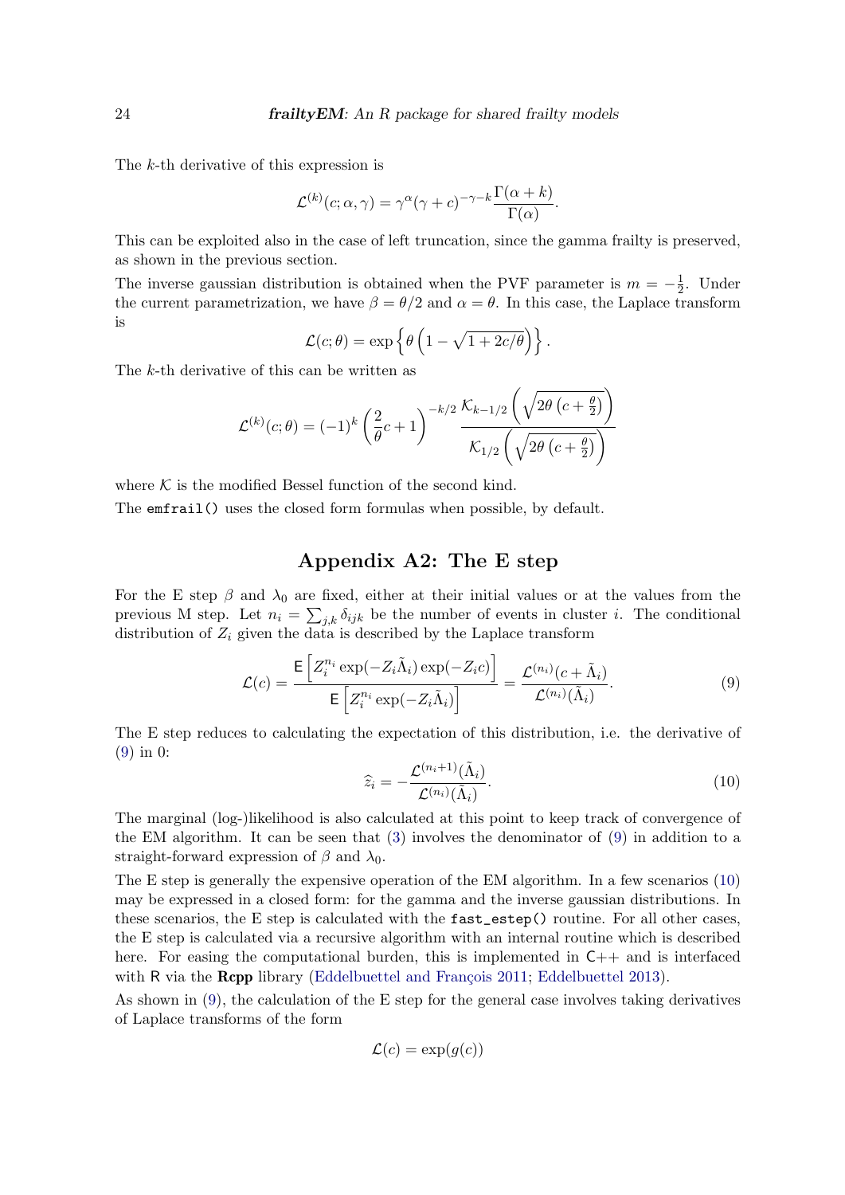The $k$-th derivative of this expression is

$$\mathcal{L}^{(k)}(c;\alpha,\gamma) = \gamma^{\alpha}(\gamma+c)^{-\gamma-k}\frac{\Gamma(\alpha+k)}{\Gamma(\alpha)}.$$

This can be exploited also in the case of left truncation, since the gamma frailty is preserved, as shown in the previous section.

The inverse gaussian distribution is obtained when the PVF parameter is $m = -\frac{1}{2}$. Under the current parametrization, we have $\beta = \theta/2$ and $\alpha = \theta$. In this case, the Laplace transform is

$$\mathcal{L}(c;\theta) = \exp\left\{\theta\left(1-\sqrt{1+2c/\theta}\right)\right\}.$$

The $k$-th derivative of this can be written as

$$\mathcal{L}^{(k)}(c;\theta) = (-1)^k\left(\frac{2}{\theta}c+1\right)^{-k/2}\frac{\mathcal{K}_{k-1/2}\left(\sqrt{2\theta\left(c+\frac{\theta}{2}\right)}\right)}{\mathcal{K}_{1/2}\left(\sqrt{2\theta\left(c+\frac{\theta}{2}\right)}\right)}$$

where $\mathcal{K}$ is the modified Bessel function of the second kind.

The `emfrail()` uses the closed form formulas when possible, by default.

## Appendix A2: The E step

For the E step $\beta$ and $\lambda_0$ are fixed, either at their initial values or at the values from the previous M step. Let $n_i = \sum_{j,k}\delta_{ijk}$ be the number of events in cluster $i$. The conditional distribution of $Z_i$ given the data is described by the Laplace transform

$$\mathcal{L}(c) = \frac{\mathsf{E}\left[Z_i^{n_i}\exp(-Z_i\tilde{\Lambda}_i)\exp(-Z_ic)\right]}{\mathsf{E}\left[Z_i^{n_i}\exp(-Z_i\tilde{\Lambda}_i)\right]} = \frac{\mathcal{L}^{(n_i)}(c+\tilde{\Lambda}_i)}{\mathcal{L}^{(n_i)}(\tilde{\Lambda}_i)}. \tag{9}$$

The E step reduces to calculating the expectation of this distribution, i.e. the derivative of (9) in 0:

$$\widehat{z}_i = -\frac{\mathcal{L}^{(n_i+1)}(\tilde{\Lambda}_i)}{\mathcal{L}^{(n_i)}(\tilde{\Lambda}_i)}. \tag{10}$$

The marginal (log-)likelihood is also calculated at this point to keep track of convergence of the EM algorithm. It can be seen that (3) involves the denominator of (9) in addition to a straight-forward expression of $\beta$ and $\lambda_0$.

The E step is generally the expensive operation of the EM algorithm. In a few scenarios (10) may be expressed in a closed form: for the gamma and the inverse gaussian distributions. In these scenarios, the E step is calculated with the `fast_estep()` routine. For all other cases, the E step is calculated via a recursive algorithm with an internal routine which is described here. For easing the computational burden, this is implemented in C++ and is interfaced with R via the **Rcpp** library (Eddelbuettel and François 2011; Eddelbuettel 2013).

As shown in (9), the calculation of the E step for the general case involves taking derivatives of Laplace transforms of the form

$$\mathcal{L}(c) = \exp(g(c))$$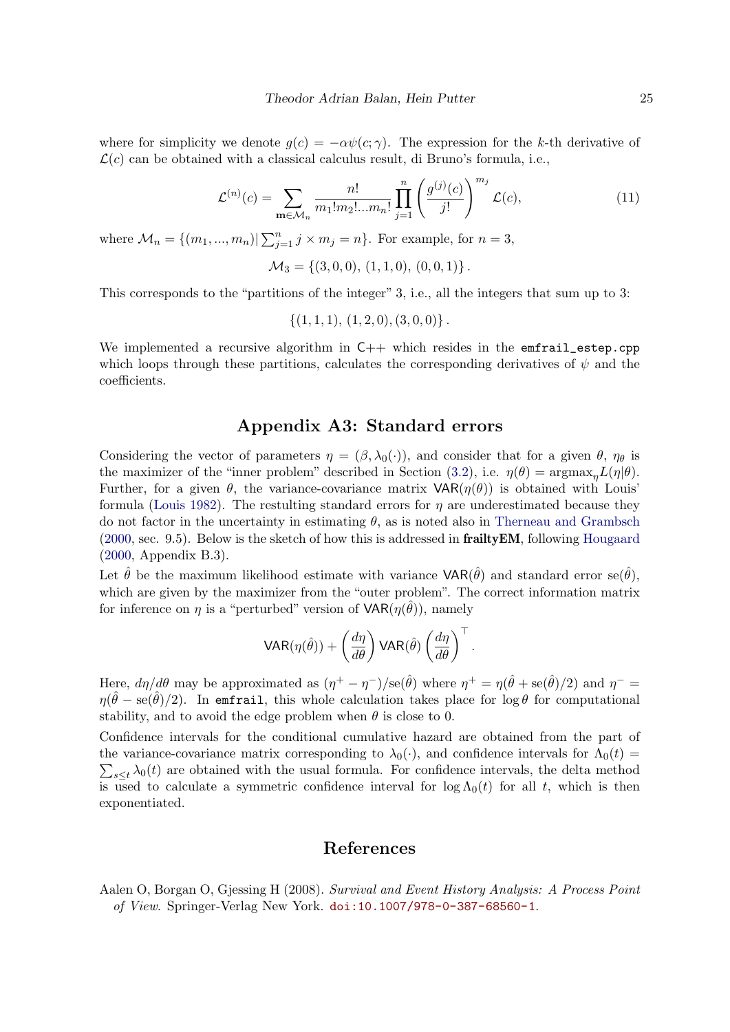where for simplicity we denote $g(c) = -\alpha\psi(c; \gamma)$. The expression for the $k$-th derivative of $\mathcal{L}(c)$ can be obtained with a classical calculus result, di Bruno's formula, i.e.,

$$\mathcal{L}^{(n)}(c) = \sum_{\mathbf{m} \in \mathcal{M}_n} \frac{n!}{m_1! m_2! ... m_n!} \prod_{j=1}^{n} \left( \frac{g^{(j)}(c)}{j!} \right)^{m_j} \mathcal{L}(c), \tag{11}$$

where $\mathcal{M}_n = \{(m_1, ..., m_n) | \sum_{j=1}^{n} j \times m_j = n\}$. For example, for $n = 3$,

$$\mathcal{M}_3 = \{(3, 0, 0), \, (1, 1, 0), \, (0, 0, 1)\}.$$

This corresponds to the "partitions of the integer" 3, i.e., all the integers that sum up to 3:

$$\{(1, 1, 1), \, (1, 2, 0), (3, 0, 0)\}.$$

We implemented a recursive algorithm in C++ which resides in the `emfrail_estep.cpp` which loops through these partitions, calculates the corresponding derivatives of $\psi$ and the coefficients.

## Appendix A3: Standard errors

Considering the vector of parameters $\eta = (\beta, \lambda_0(\cdot))$, and consider that for a given $\theta$, $\eta_\theta$ is the maximizer of the "inner problem" described in Section (3.2), i.e. $\eta(\theta) = \text{argmax}_\eta L(\eta|\theta)$. Further, for a given $\theta$, the variance-covariance matrix $\mathsf{VAR}(\eta(\theta))$ is obtained with Louis' formula (Louis 1982). The restulting standard errors for $\eta$ are underestimated because they do not factor in the uncertainty in estimating $\theta$, as is noted also in Therneau and Grambsch (2000, sec. 9.5). Below is the sketch of how this is addressed in **frailtyEM**, following Hougaard (2000, Appendix B.3).

Let $\hat{\theta}$ be the maximum likelihood estimate with variance $\mathsf{VAR}(\hat{\theta})$ and standard error $\text{se}(\hat{\theta})$, which are given by the maximizer from the "outer problem". The correct information matrix for inference on $\eta$ is a "perturbed" version of $\mathsf{VAR}(\eta(\hat{\theta}))$, namely

$$\mathsf{VAR}(\eta(\hat{\theta})) + \left( \frac{d\eta}{d\theta} \right) \mathsf{VAR}(\hat{\theta}) \left( \frac{d\eta}{d\theta} \right)^\top.$$

Here, $d\eta/d\theta$ may be approximated as $(\eta^+ - \eta^-)/\text{se}(\hat{\theta})$ where $\eta^+ = \eta(\hat{\theta} + \text{se}(\hat{\theta})/2)$ and $\eta^- = \eta(\hat{\theta} - \text{se}(\hat{\theta})/2)$. In `emfrail`, this whole calculation takes place for $\log\theta$ for computational stability, and to avoid the edge problem when $\theta$ is close to 0.

Confidence intervals for the conditional cumulative hazard are obtained from the part of the variance-covariance matrix corresponding to $\lambda_0(\cdot)$, and confidence intervals for $\Lambda_0(t) = \sum_{s \le t} \lambda_0(t)$ are obtained with the usual formula. For confidence intervals, the delta method is used to calculate a symmetric confidence interval for $\log \Lambda_0(t)$ for all $t$, which is then exponentiated.

## References

Aalen O, Borgan O, Gjessing H (2008). *Survival and Event History Analysis: A Process Point of View*. Springer-Verlag New York. doi:10.1007/978-0-387-68560-1.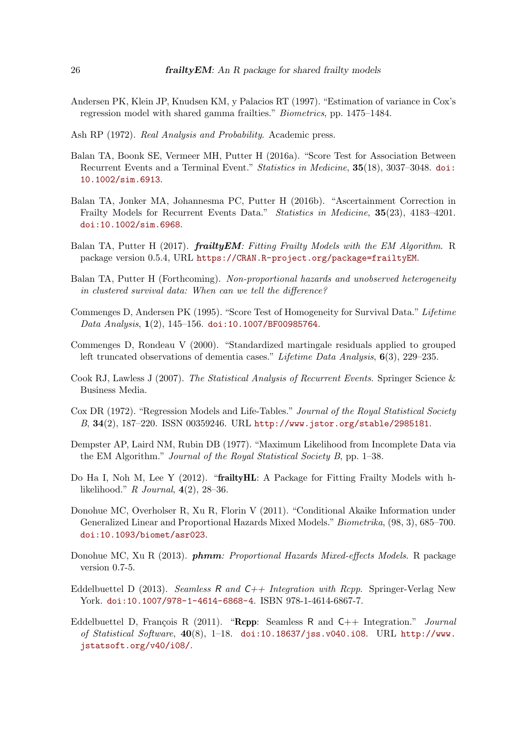Andersen PK, Klein JP, Knudsen KM, y Palacios RT (1997). "Estimation of variance in Cox's regression model with shared gamma frailties." *Biometrics*, pp. 1475–1484.

Ash RP (1972). *Real Analysis and Probability*. Academic press.

Balan TA, Boonk SE, Vermeer MH, Putter H (2016a). "Score Test for Association Between Recurrent Events and a Terminal Event." *Statistics in Medicine*, **35**(18), 3037–3048. doi:10.1002/sim.6913.

Balan TA, Jonker MA, Johannesma PC, Putter H (2016b). "Ascertainment Correction in Frailty Models for Recurrent Events Data." *Statistics in Medicine*, **35**(23), 4183–4201. doi:10.1002/sim.6968.

Balan TA, Putter H (2017). ***frailtyEM**: Fitting Frailty Models with the EM Algorithm*. R package version 0.5.4, URL https://CRAN.R-project.org/package=frailtyEM.

Balan TA, Putter H (Forthcoming). *Non-proportional hazards and unobserved heterogeneity in clustered survival data: When can we tell the difference?*

Commenges D, Andersen PK (1995). "Score Test of Homogeneity for Survival Data." *Lifetime Data Analysis*, **1**(2), 145–156. doi:10.1007/BF00985764.

Commenges D, Rondeau V (2000). "Standardized martingale residuals applied to grouped left truncated observations of dementia cases." *Lifetime Data Analysis*, **6**(3), 229–235.

Cook RJ, Lawless J (2007). *The Statistical Analysis of Recurrent Events*. Springer Science & Business Media.

Cox DR (1972). "Regression Models and Life-Tables." *Journal of the Royal Statistical Society B*, **34**(2), 187–220. ISSN 00359246. URL http://www.jstor.org/stable/2985181.

Dempster AP, Laird NM, Rubin DB (1977). "Maximum Likelihood from Incomplete Data via the EM Algorithm." *Journal of the Royal Statistical Society B*, pp. 1–38.

Do Ha I, Noh M, Lee Y (2012). "**frailtyHL**: A Package for Fitting Frailty Models with h-likelihood." *R Journal*, **4**(2), 28–36.

Donohue MC, Overholser R, Xu R, Florin V (2011). "Conditional Akaike Information under Generalized Linear and Proportional Hazards Mixed Models." *Biometrika*, (98, 3), 685–700. doi:10.1093/biomet/asr023.

Donohue MC, Xu R (2013). ***phmm**: Proportional Hazards Mixed-effects Models*. R package version 0.7-5.

Eddelbuettel D (2013). *Seamless R and C++ Integration with Rcpp*. Springer-Verlag New York. doi:10.1007/978-1-4614-6868-4. ISBN 978-1-4614-6867-7.

Eddelbuettel D, François R (2011). "**Rcpp**: Seamless R and C++ Integration." *Journal of Statistical Software*, **40**(8), 1–18. doi:10.18637/jss.v040.i08. URL http://www.jstatsoft.org/v40/i08/.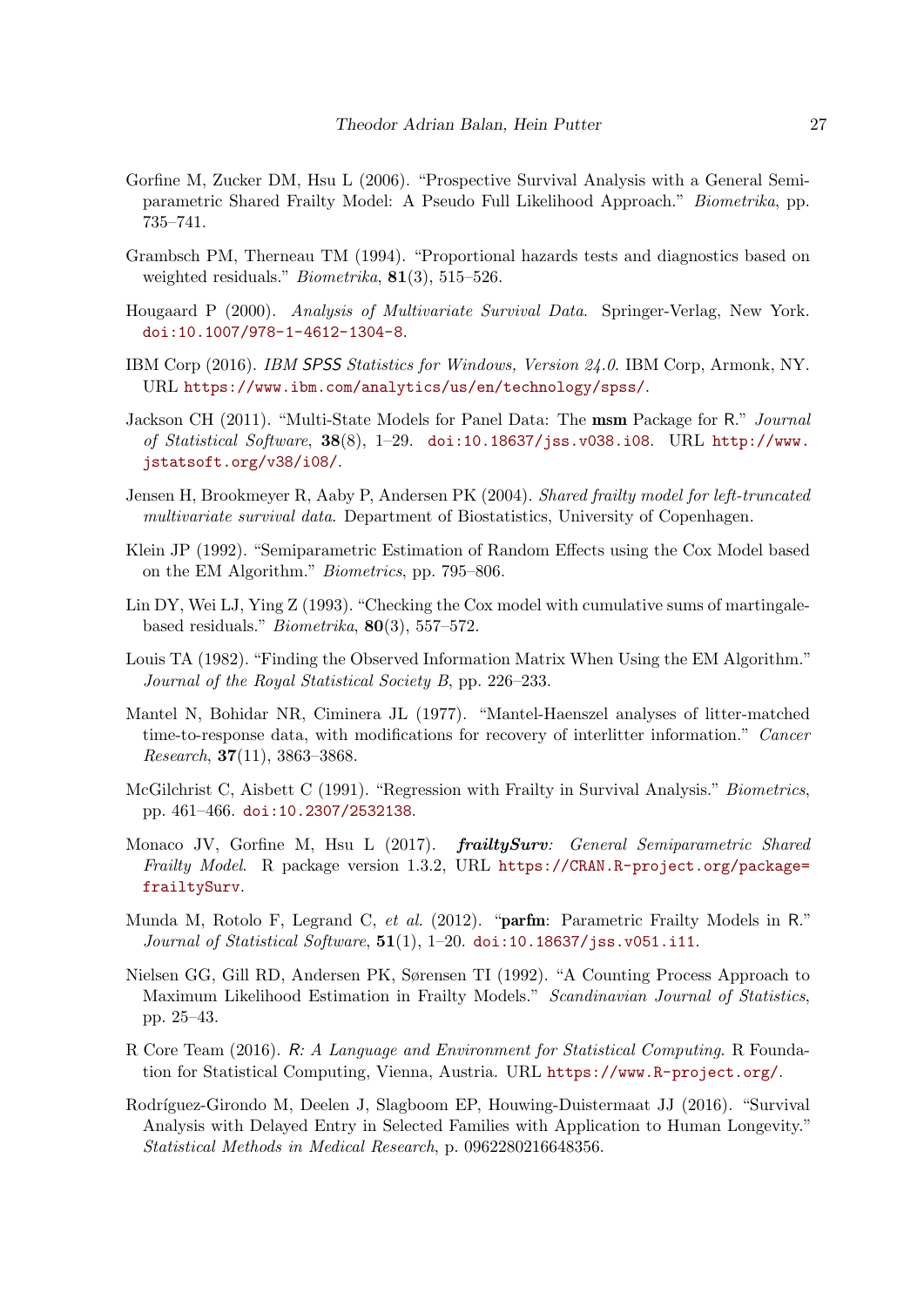Gorfine M, Zucker DM, Hsu L (2006). "Prospective Survival Analysis with a General Semiparametric Shared Frailty Model: A Pseudo Full Likelihood Approach." *Biometrika*, pp. 735–741.

Grambsch PM, Therneau TM (1994). "Proportional hazards tests and diagnostics based on weighted residuals." *Biometrika*, **81**(3), 515–526.

Hougaard P (2000). *Analysis of Multivariate Survival Data*. Springer-Verlag, New York. doi:10.1007/978-1-4612-1304-8.

IBM Corp (2016). *IBM SPSS Statistics for Windows, Version 24.0*. IBM Corp, Armonk, NY. URL https://www.ibm.com/analytics/us/en/technology/spss/.

Jackson CH (2011). "Multi-State Models for Panel Data: The **msm** Package for R." *Journal of Statistical Software*, **38**(8), 1–29. doi:10.18637/jss.v038.i08. URL http://www.jstatsoft.org/v38/i08/.

Jensen H, Brookmeyer R, Aaby P, Andersen PK (2004). *Shared frailty model for left-truncated multivariate survival data*. Department of Biostatistics, University of Copenhagen.

Klein JP (1992). "Semiparametric Estimation of Random Effects using the Cox Model based on the EM Algorithm." *Biometrics*, pp. 795–806.

Lin DY, Wei LJ, Ying Z (1993). "Checking the Cox model with cumulative sums of martingale-based residuals." *Biometrika*, **80**(3), 557–572.

Louis TA (1982). "Finding the Observed Information Matrix When Using the EM Algorithm." *Journal of the Royal Statistical Society B*, pp. 226–233.

Mantel N, Bohidar NR, Ciminera JL (1977). "Mantel-Haenszel analyses of litter-matched time-to-response data, with modifications for recovery of interlitter information." *Cancer Research*, **37**(11), 3863–3868.

McGilchrist C, Aisbett C (1991). "Regression with Frailty in Survival Analysis." *Biometrics*, pp. 461–466. doi:10.2307/2532138.

Monaco JV, Gorfine M, Hsu L (2017). ***frailtySurv**: General Semiparametric Shared Frailty Model*. R package version 1.3.2, URL https://CRAN.R-project.org/package=frailtySurv.

Munda M, Rotolo F, Legrand C, *et al.* (2012). "**parfm**: Parametric Frailty Models in R." *Journal of Statistical Software*, **51**(1), 1–20. doi:10.18637/jss.v051.i11.

Nielsen GG, Gill RD, Andersen PK, Sørensen TI (1992). "A Counting Process Approach to Maximum Likelihood Estimation in Frailty Models." *Scandinavian Journal of Statistics*, pp. 25–43.

R Core Team (2016). *R: A Language and Environment for Statistical Computing*. R Foundation for Statistical Computing, Vienna, Austria. URL https://www.R-project.org/.

Rodríguez-Girondo M, Deelen J, Slagboom EP, Houwing-Duistermaat JJ (2016). "Survival Analysis with Delayed Entry in Selected Families with Application to Human Longevity." *Statistical Methods in Medical Research*, p. 0962280216648356.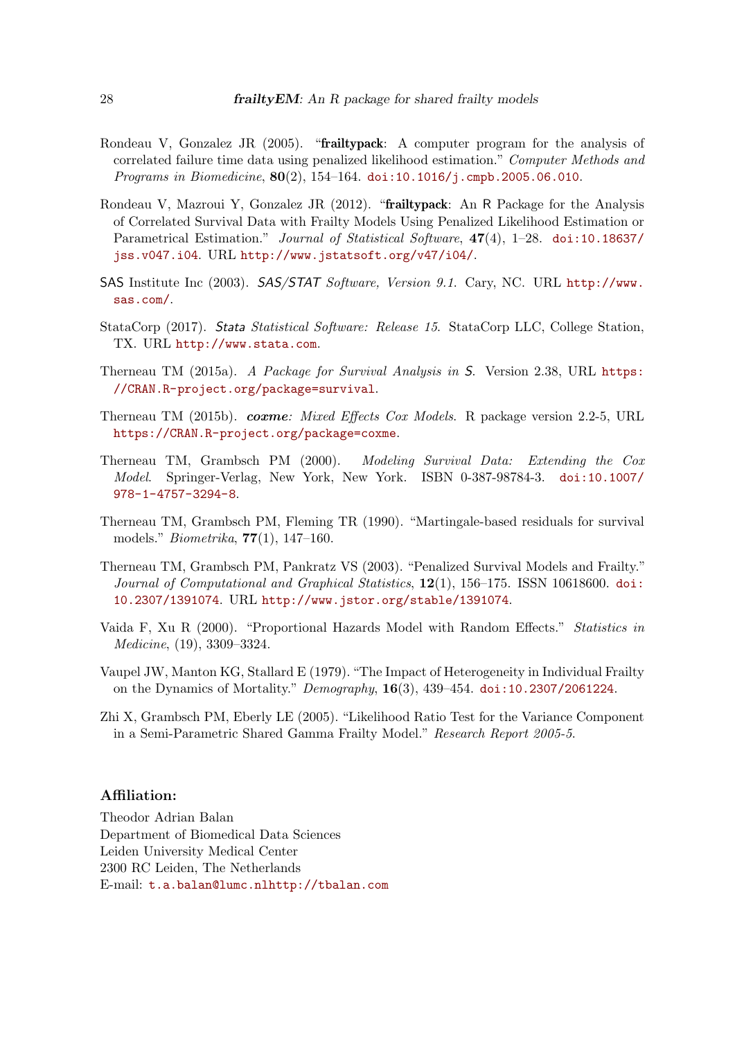Rondeau V, Gonzalez JR (2005). "**frailtypack**: A computer program for the analysis of correlated failure time data using penalized likelihood estimation." *Computer Methods and Programs in Biomedicine*, **80**(2), 154–164. doi:10.1016/j.cmpb.2005.06.010.

Rondeau V, Mazroui Y, Gonzalez JR (2012). "**frailtypack**: An R Package for the Analysis of Correlated Survival Data with Frailty Models Using Penalized Likelihood Estimation or Parametrical Estimation." *Journal of Statistical Software*, **47**(4), 1–28. doi:10.18637/jss.v047.i04. URL http://www.jstatsoft.org/v47/i04/.

SAS Institute Inc (2003). *SAS/STAT Software, Version 9.1*. Cary, NC. URL http://www.sas.com/.

StataCorp (2017). *Stata Statistical Software: Release 15*. StataCorp LLC, College Station, TX. URL http://www.stata.com.

Therneau TM (2015a). *A Package for Survival Analysis in S*. Version 2.38, URL https://CRAN.R-project.org/package=survival.

Therneau TM (2015b). ***coxme**: Mixed Effects Cox Models*. R package version 2.2-5, URL https://CRAN.R-project.org/package=coxme.

Therneau TM, Grambsch PM (2000). *Modeling Survival Data: Extending the Cox Model*. Springer-Verlag, New York, New York. ISBN 0-387-98784-3. doi:10.1007/978-1-4757-3294-8.

Therneau TM, Grambsch PM, Fleming TR (1990). "Martingale-based residuals for survival models." *Biometrika*, **77**(1), 147–160.

Therneau TM, Grambsch PM, Pankratz VS (2003). "Penalized Survival Models and Frailty." *Journal of Computational and Graphical Statistics*, **12**(1), 156–175. ISSN 10618600. doi:10.2307/1391074. URL http://www.jstor.org/stable/1391074.

Vaida F, Xu R (2000). "Proportional Hazards Model with Random Effects." *Statistics in Medicine*, (19), 3309–3324.

Vaupel JW, Manton KG, Stallard E (1979). "The Impact of Heterogeneity in Individual Frailty on the Dynamics of Mortality." *Demography*, **16**(3), 439–454. doi:10.2307/2061224.

Zhi X, Grambsch PM, Eberly LE (2005). "Likelihood Ratio Test for the Variance Component in a Semi-Parametric Shared Gamma Frailty Model." *Research Report 2005-5*.

## Affiliation:

Theodor Adrian Balan
Department of Biomedical Data Sciences
Leiden University Medical Center
2300 RC Leiden, The Netherlands
E-mail: t.a.balan@lumc.nlhttp://tbalan.com